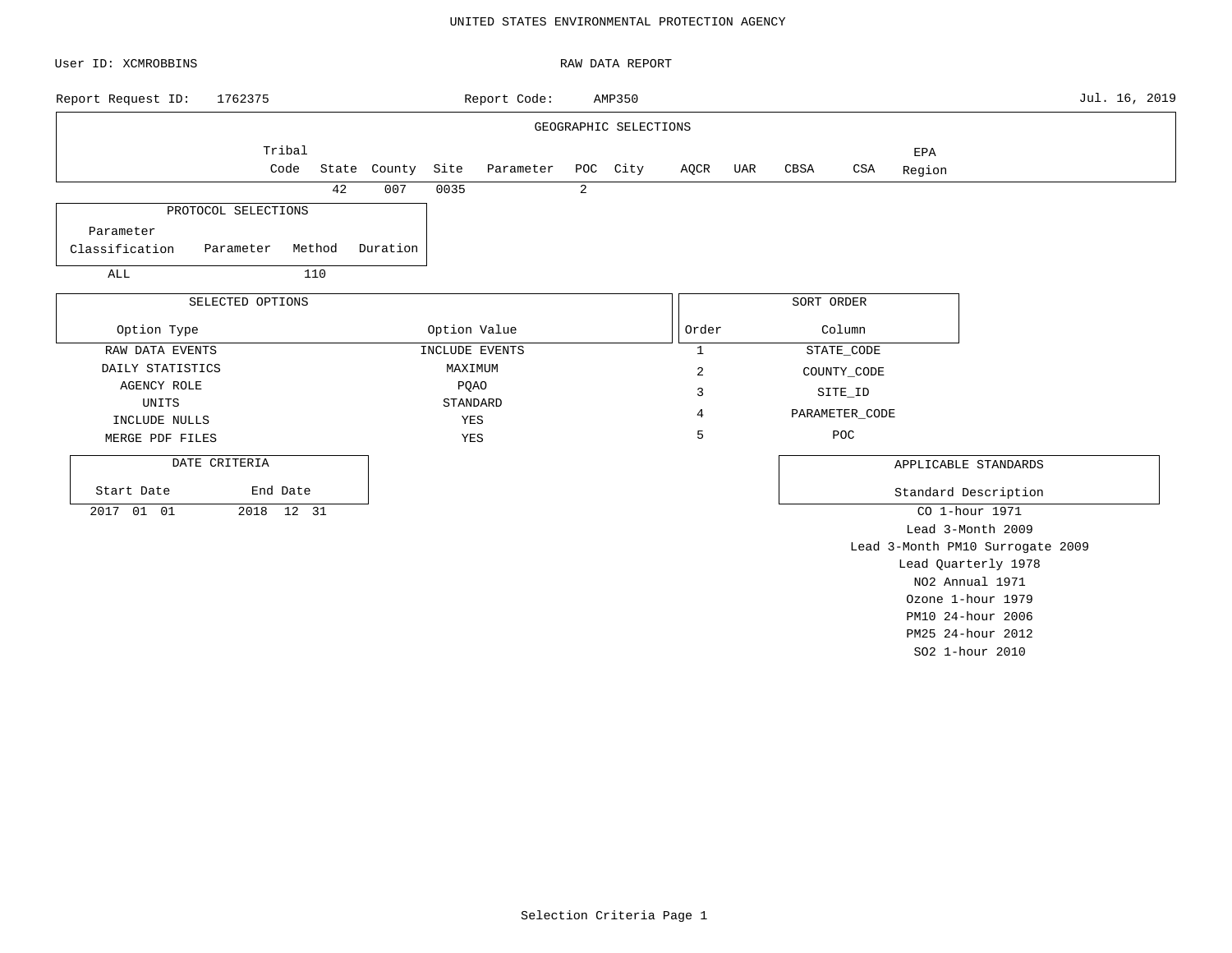# UNITED STATES ENVIRONMENTAL PROTECTION AGENCY

User ID: XCMROBBINS

## RAW DATA REPORT

Report Request ID: 1762375 Report Code: AMP350 Jul. 16, 2019

### GEOGRAPHIC SELECTIONS

| Tribal Code | State | County | Site | Parameter | POC | City | AQCR | UAR | CBSA | CSA | EPA Region |
|---|---|---|---|---|---|---|---|---|---|---|---|
| | 42 | 007 | 0035 | | 2 | | | | | | |

### PROTOCOL SELECTIONS

| Parameter Classification | Parameter | Method | Duration |
|---|---|---|---|
| ALL | | 110 | |

### SELECTED OPTIONS

| Option Type | Option Value |
|---|---|
| RAW DATA EVENTS | INCLUDE EVENTS |
| DAILY STATISTICS | MAXIMUM |
| AGENCY ROLE | PQAO |
| UNITS | STANDARD |
| INCLUDE NULLS | YES |
| MERGE PDF FILES | YES |

### SORT ORDER

| Order | Column |
|---|---|
| 1 | STATE_CODE |
| 2 | COUNTY_CODE |
| 3 | SITE_ID |
| 4 | PARAMETER_CODE |
| 5 | POC |

### DATE CRITERIA

| Start Date | End Date |
|---|---|
| 2017 01 01 | 2018 12 31 |

### APPLICABLE STANDARDS

| Standard Description |
|---|
| CO 1-hour 1971 |
| Lead 3-Month 2009 |
| Lead 3-Month PM10 Surrogate 2009 |
| Lead Quarterly 1978 |
| NO2 Annual 1971 |
| Ozone 1-hour 1979 |
| PM10 24-hour 2006 |
| PM25 24-hour 2012 |
| SO2 1-hour 2010 |

Selection Criteria Page 1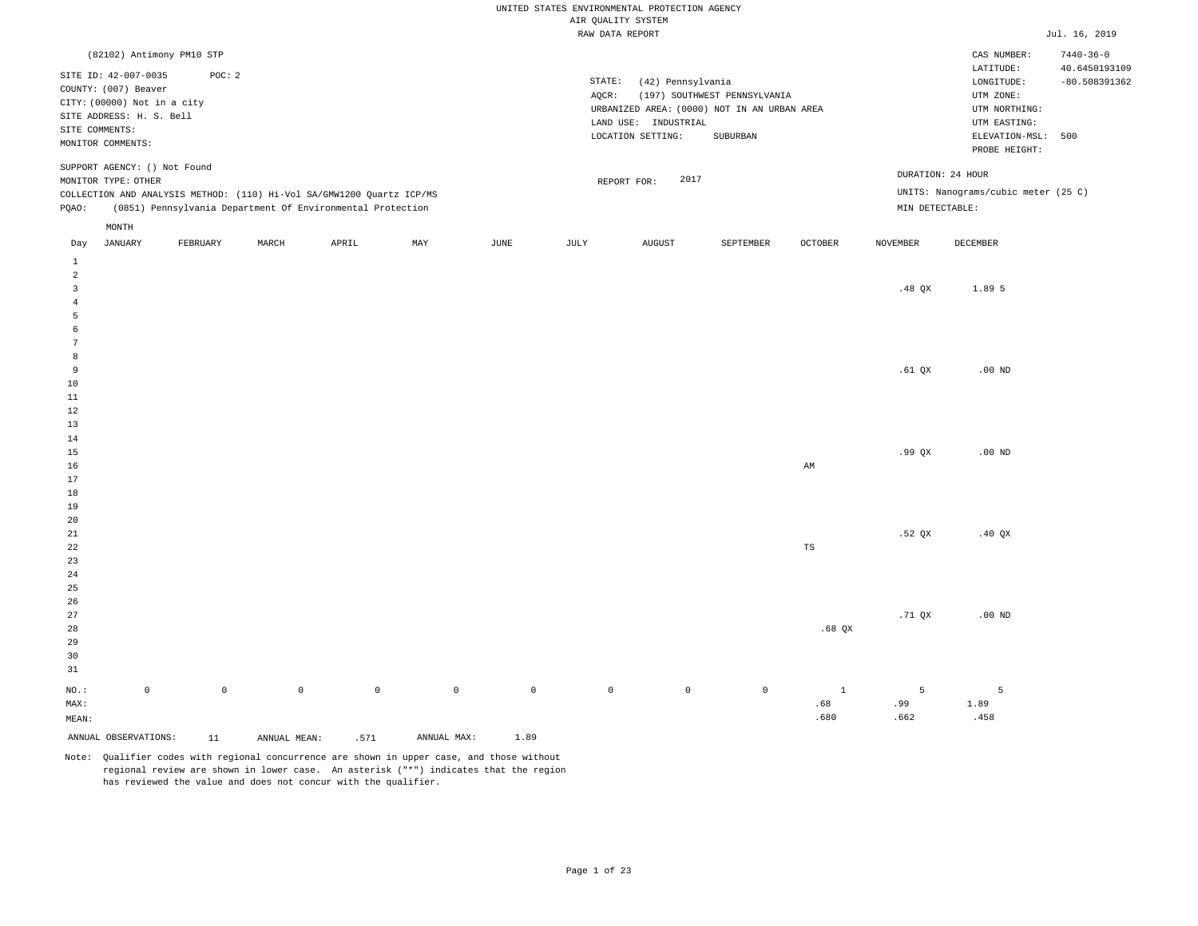UNITED STATES ENVIRONMENTAL PROTECTION AGENCY
AIR QUALITY SYSTEM
RAW DATA REPORT

Jul. 16, 2019

(82102) Antimony PM10 STP

SITE ID: 42-007-0035 POC: 2
COUNTY: (007) Beaver
CITY: (00000) Not in a city
SITE ADDRESS: H. S. Bell
SITE COMMENTS:
MONITOR COMMENTS:

STATE: (42) Pennsylvania
AQCR: (197) SOUTHWEST PENNSYLVANIA
URBANIZED AREA: (0000) NOT IN AN URBAN AREA
LAND USE: INDUSTRIAL
LOCATION SETTING: SUBURBAN

CAS NUMBER: 7440-36-0
LATITUDE: 40.6450193109
LONGITUDE: -80.508391362
UTM ZONE:
UTM NORTHING:
UTM EASTING:
ELEVATION-MSL: 500
PROBE HEIGHT:

SUPPORT AGENCY: () Not Found
MONITOR TYPE: OTHER
COLLECTION AND ANALYSIS METHOD: (110) Hi-Vol SA/GMW1200 Quartz ICP/MS
PQAO: (0851) Pennsylvania Department Of Environmental Protection

REPORT FOR: 2017

DURATION: 24 HOUR
UNITS: Nanograms/cubic meter (25 C)
MIN DETECTABLE:

| Day | JANUARY | FEBRUARY | MARCH | APRIL | MAY | JUNE | JULY | AUGUST | SEPTEMBER | OCTOBER | NOVEMBER | DECEMBER |
|---|---|---|---|---|---|---|---|---|---|---|---|---|
| 1 | | | | | | | | | | | | |
| 2 | | | | | | | | | | | | |
| 3 | | | | | | | | | | | .48 QX | 1.89 5 |
| 4 | | | | | | | | | | | | |
| 5 | | | | | | | | | | | | |
| 6 | | | | | | | | | | | | |
| 7 | | | | | | | | | | | | |
| 8 | | | | | | | | | | | | |
| 9 | | | | | | | | | | | .61 QX | .00 ND |
| 10 | | | | | | | | | | | | |
| 11 | | | | | | | | | | | | |
| 12 | | | | | | | | | | | | |
| 13 | | | | | | | | | | | | |
| 14 | | | | | | | | | | | | |
| 15 | | | | | | | | | | | .99 QX | .00 ND |
| 16 | | | | | | | | | | AM | | |
| 17 | | | | | | | | | | | | |
| 18 | | | | | | | | | | | | |
| 19 | | | | | | | | | | | | |
| 20 | | | | | | | | | | | | |
| 21 | | | | | | | | | | | .52 QX | .40 QX |
| 22 | | | | | | | | | | TS | | |
| 23 | | | | | | | | | | | | |
| 24 | | | | | | | | | | | | |
| 25 | | | | | | | | | | | | |
| 26 | | | | | | | | | | | | |
| 27 | | | | | | | | | | | .71 QX | .00 ND |
| 28 | | | | | | | | | | .68 QX | | |
| 29 | | | | | | | | | | | | |
| 30 | | | | | | | | | | | | |
| 31 | | | | | | | | | | | | |
| NO.: | 0 | 0 | 0 | 0 | 0 | 0 | 0 | 0 | 0 | 1 | 5 | 5 |
| MAX: | | | | | | | | | | .68 | .99 | 1.89 |
| MEAN: | | | | | | | | | | .680 | .662 | .458 |

ANNUAL OBSERVATIONS: 11 ANNUAL MEAN: .571 ANNUAL MAX: 1.89

Note: Qualifier codes with regional concurrence are shown in upper case, and those without regional review are shown in lower case. An asterisk ("*") indicates that the region has reviewed the value and does not concur with the qualifier.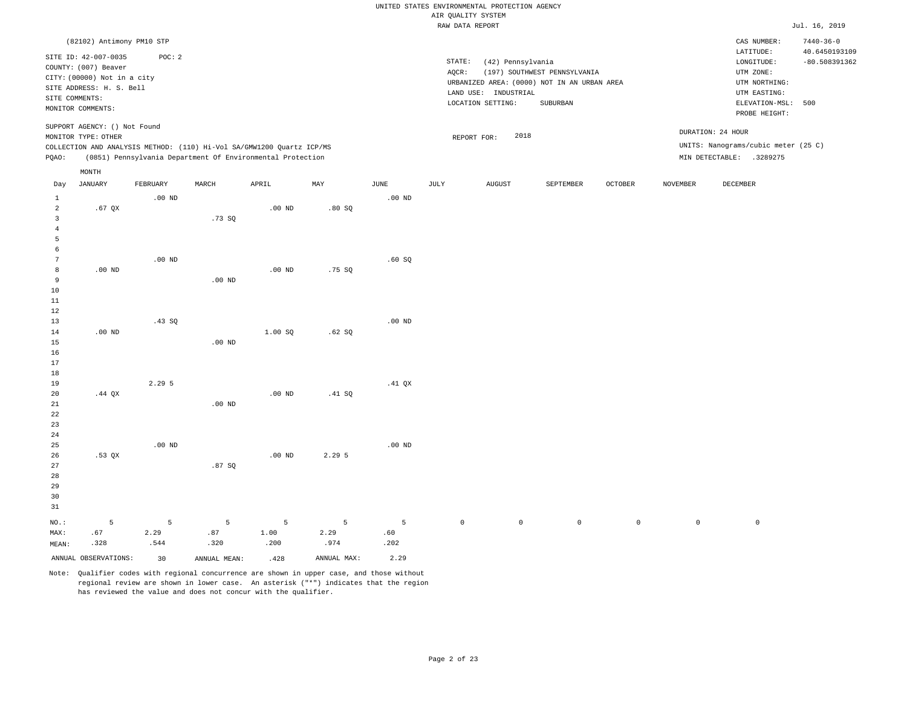UNITED STATES ENVIRONMENTAL PROTECTION AGENCY
AIR QUALITY SYSTEM
RAW DATA REPORT

Jul. 16, 2019

(82102) Antimony PM10 STP

SITE ID: 42-007-0035 POC: 2
COUNTY: (007) Beaver
CITY: (00000) Not in a city
SITE ADDRESS: H. S. Bell
SITE COMMENTS:
MONITOR COMMENTS:

SUPPORT AGENCY: () Not Found
MONITOR TYPE: OTHER
COLLECTION AND ANALYSIS METHOD: (110) Hi-Vol SA/GMW1200 Quartz ICP/MS
PQAO: (0851) Pennsylvania Department Of Environmental Protection

STATE: (42) Pennsylvania
AQCR: (197) SOUTHWEST PENNSYLVANIA
URBANIZED AREA: (0000) NOT IN AN URBAN AREA
LAND USE: INDUSTRIAL
LOCATION SETTING: SUBURBAN

REPORT FOR: 2018

CAS NUMBER: 7440-36-0
LATITUDE: 40.6450193109
LONGITUDE: -80.508391362
UTM ZONE:
UTM NORTHING:
UTM EASTING:
ELEVATION-MSL: 500
PROBE HEIGHT:

DURATION: 24 HOUR
UNITS: Nanograms/cubic meter (25 C)
MIN DETECTABLE: .3289275

| Day | JANUARY | FEBRUARY | MARCH | APRIL | MAY | JUNE | JULY | AUGUST | SEPTEMBER | OCTOBER | NOVEMBER | DECEMBER |
|---|---|---|---|---|---|---|---|---|---|---|---|---|
| 1 | | .00 ND | | | | .00 ND | | | | | | |
| 2 | .67 QX | | | .00 ND | .80 SQ | | | | | | | |
| 3 | | | .73 SQ | | | | | | | | | |
| 4 | | | | | | | | | | | | |
| 5 | | | | | | | | | | | | |
| 6 | | | | | | | | | | | | |
| 7 | | .00 ND | | | | .60 SQ | | | | | | |
| 8 | .00 ND | | | .00 ND | .75 SQ | | | | | | | |
| 9 | | | .00 ND | | | | | | | | | |
| 10 | | | | | | | | | | | | |
| 11 | | | | | | | | | | | | |
| 12 | | | | | | | | | | | | |
| 13 | | .43 SQ | | | | .00 ND | | | | | | |
| 14 | .00 ND | | | 1.00 SQ | .62 SQ | | | | | | | |
| 15 | | | .00 ND | | | | | | | | | |
| 16 | | | | | | | | | | | | |
| 17 | | | | | | | | | | | | |
| 18 | | | | | | | | | | | | |
| 19 | | 2.29 5 | | | | .41 QX | | | | | | |
| 20 | .44 QX | | | .00 ND | .41 SQ | | | | | | | |
| 21 | | | .00 ND | | | | | | | | | |
| 22 | | | | | | | | | | | | |
| 23 | | | | | | | | | | | | |
| 24 | | | | | | | | | | | | |
| 25 | | .00 ND | | | | .00 ND | | | | | | |
| 26 | .53 QX | | | .00 ND | 2.29 5 | | | | | | | |
| 27 | | | .87 SQ | | | | | | | | | |
| 28 | | | | | | | | | | | | |
| 29 | | | | | | | | | | | | |
| 30 | | | | | | | | | | | | |
| 31 | | | | | | | | | | | | |
| NO.: | 5 | 5 | 5 | 5 | 5 | 5 | 0 | 0 | 0 | 0 | 0 | 0 |
| MAX: | .67 | 2.29 | .87 | 1.00 | 2.29 | .60 | | | | | | |
| MEAN: | .328 | .544 | .320 | .200 | .974 | .202 | | | | | | |

ANNUAL OBSERVATIONS: 30 ANNUAL MEAN: .428 ANNUAL MAX: 2.29

Note: Qualifier codes with regional concurrence are shown in upper case, and those without regional review are shown in lower case. An asterisk ("*") indicates that the region has reviewed the value and does not concur with the qualifier.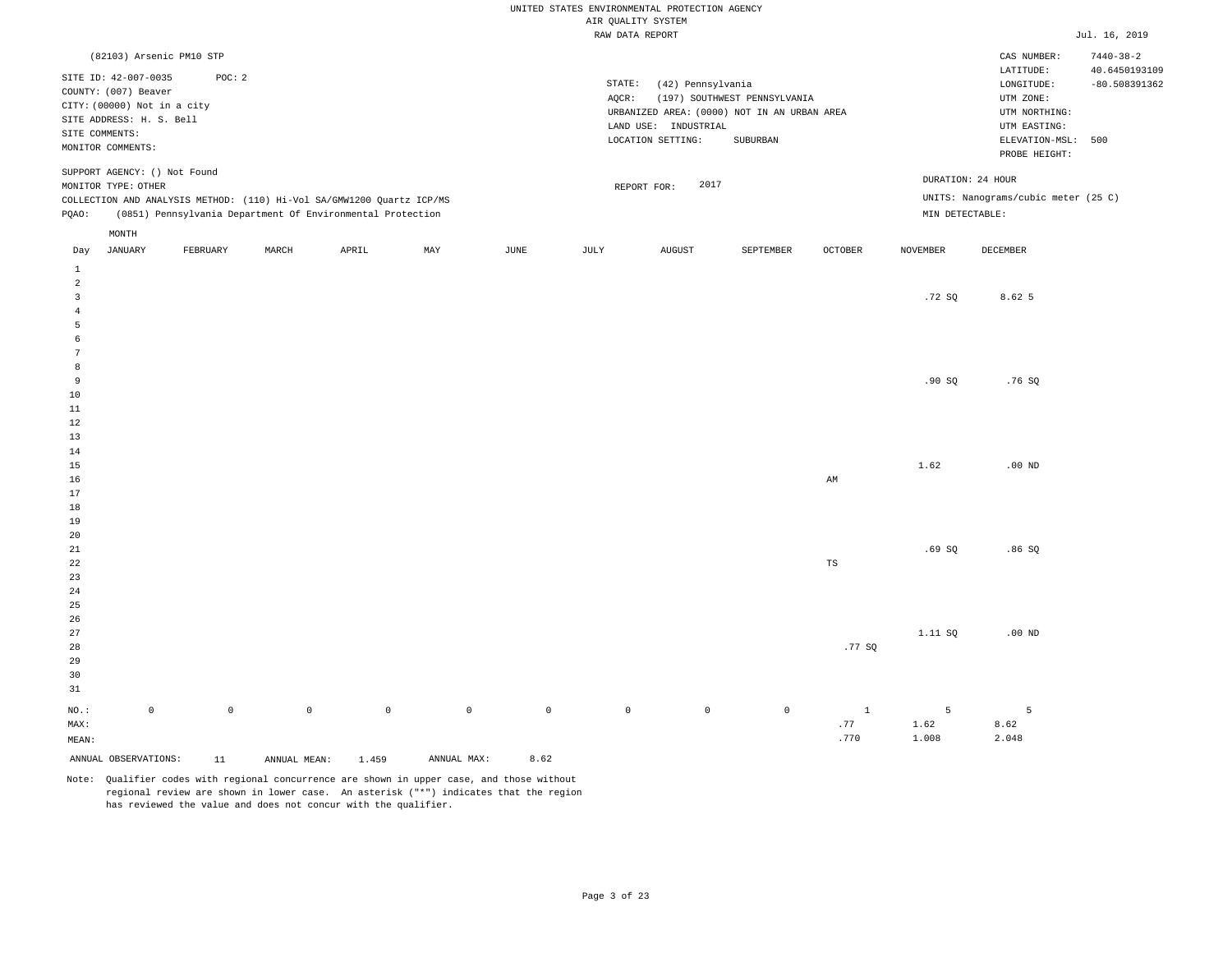UNITED STATES ENVIRONMENTAL PROTECTION AGENCY
AIR QUALITY SYSTEM
RAW DATA REPORT

Jul. 16, 2019

(82103) Arsenic PM10 STP

SITE ID: 42-007-0035 POC: 2
COUNTY: (007) Beaver
CITY: (00000) Not in a city
SITE ADDRESS: H. S. Bell
SITE COMMENTS:
MONITOR COMMENTS:

STATE: (42) Pennsylvania
AQCR: (197) SOUTHWEST PENNSYLVANIA
URBANIZED AREA: (0000) NOT IN AN URBAN AREA
LAND USE: INDUSTRIAL
LOCATION SETTING: SUBURBAN

CAS NUMBER: 7440-38-2
LATITUDE: 40.6450193109
LONGITUDE: -80.508391362
UTM ZONE:
UTM NORTHING:
UTM EASTING:
ELEVATION-MSL: 500
PROBE HEIGHT:

SUPPORT AGENCY: () Not Found
MONITOR TYPE: OTHER
COLLECTION AND ANALYSIS METHOD: (110) Hi-Vol SA/GMW1200 Quartz ICP/MS
PQAO: (0851) Pennsylvania Department Of Environmental Protection

REPORT FOR: 2017

DURATION: 24 HOUR
UNITS: Nanograms/cubic meter (25 C)
MIN DETECTABLE:

| Day | JANUARY | FEBRUARY | MARCH | APRIL | MAY | JUNE | JULY | AUGUST | SEPTEMBER | OCTOBER | NOVEMBER | DECEMBER |
|---|---|---|---|---|---|---|---|---|---|---|---|---|
| 1 | | | | | | | | | | | | |
| 2 | | | | | | | | | | | | |
| 3 | | | | | | | | | | | .72 SQ | 8.62 5 |
| 4 | | | | | | | | | | | | |
| 5 | | | | | | | | | | | | |
| 6 | | | | | | | | | | | | |
| 7 | | | | | | | | | | | | |
| 8 | | | | | | | | | | | | |
| 9 | | | | | | | | | | | .90 SQ | .76 SQ |
| 10 | | | | | | | | | | | | |
| 11 | | | | | | | | | | | | |
| 12 | | | | | | | | | | | | |
| 13 | | | | | | | | | | | | |
| 14 | | | | | | | | | | | | |
| 15 | | | | | | | | | | | 1.62 | .00 ND |
| 16 | | | | | | | | | | AM | | |
| 17 | | | | | | | | | | | | |
| 18 | | | | | | | | | | | | |
| 19 | | | | | | | | | | | | |
| 20 | | | | | | | | | | | | |
| 21 | | | | | | | | | | | .69 SQ | .86 SQ |
| 22 | | | | | | | | | | TS | | |
| 23 | | | | | | | | | | | | |
| 24 | | | | | | | | | | | | |
| 25 | | | | | | | | | | | | |
| 26 | | | | | | | | | | | | |
| 27 | | | | | | | | | | | 1.11 SQ | .00 ND |
| 28 | | | | | | | | | | .77 SQ | | |
| 29 | | | | | | | | | | | | |
| 30 | | | | | | | | | | | | |
| 31 | | | | | | | | | | | | |
| NO.: | 0 | 0 | 0 | 0 | 0 | 0 | 0 | 0 | 0 | 1 | 5 | 5 |
| MAX: | | | | | | | | | | .77 | 1.62 | 8.62 |
| MEAN: | | | | | | | | | | .770 | 1.008 | 2.048 |

ANNUAL OBSERVATIONS: 11 ANNUAL MEAN: 1.459 ANNUAL MAX: 8.62

Note: Qualifier codes with regional concurrence are shown in upper case, and those without regional review are shown in lower case. An asterisk ("*") indicates that the region has reviewed the value and does not concur with the qualifier.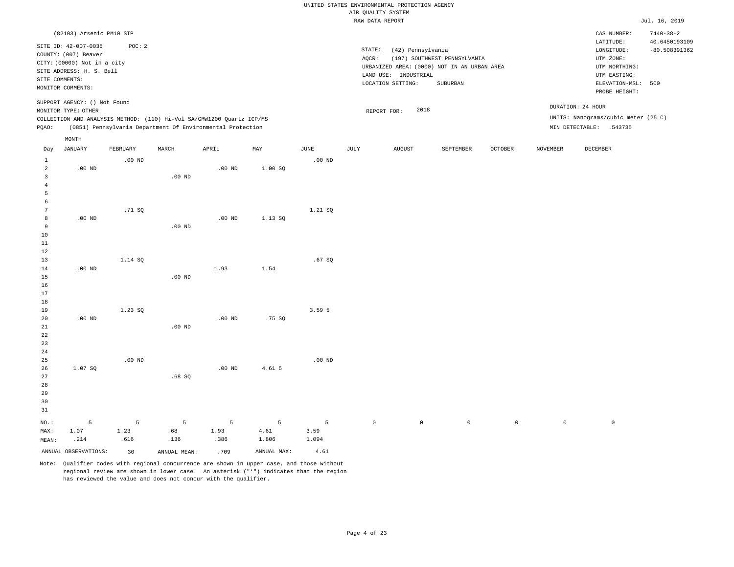UNITED STATES ENVIRONMENTAL PROTECTION AGENCY
AIR QUALITY SYSTEM
RAW DATA REPORT

Jul. 16, 2019

(82103) Arsenic PM10 STP

SITE ID: 42-007-0035 POC: 2
COUNTY: (007) Beaver
CITY: (00000) Not in a city
SITE ADDRESS: H. S. Bell
SITE COMMENTS:
MONITOR COMMENTS:

STATE: (42) Pennsylvania
AQCR: (197) SOUTHWEST PENNSYLVANIA
URBANIZED AREA: (0000) NOT IN AN URBAN AREA
LAND USE: INDUSTRIAL
LOCATION SETTING: SUBURBAN

CAS NUMBER: 7440-38-2
LATITUDE: 40.6450193109
LONGITUDE: -80.508391362
UTM ZONE:
UTM NORTHING:
UTM EASTING:
ELEVATION-MSL: 500
PROBE HEIGHT:

SUPPORT AGENCY: () Not Found
MONITOR TYPE: OTHER
COLLECTION AND ANALYSIS METHOD: (110) Hi-Vol SA/GMW1200 Quartz ICP/MS
PQAO: (0851) Pennsylvania Department Of Environmental Protection

REPORT FOR: 2018

DURATION: 24 HOUR
UNITS: Nanograms/cubic meter (25 C)
MIN DETECTABLE: .543735

| Day | JANUARY | FEBRUARY | MARCH | APRIL | MAY | JUNE | JULY | AUGUST | SEPTEMBER | OCTOBER | NOVEMBER | DECEMBER |
|---|---|---|---|---|---|---|---|---|---|---|---|---|
| 1 | | .00 ND | | | | .00 ND | | | | | | |
| 2 | .00 ND | | | .00 ND | 1.00 SQ | | | | | | | |
| 3 | | | .00 ND | | | | | | | | | |
| 4 | | | | | | | | | | | | |
| 5 | | | | | | | | | | | | |
| 6 | | | | | | | | | | | | |
| 7 | | .71 SQ | | | | 1.21 SQ | | | | | | |
| 8 | .00 ND | | | .00 ND | 1.13 SQ | | | | | | | |
| 9 | | | .00 ND | | | | | | | | | |
| 10 | | | | | | | | | | | | |
| 11 | | | | | | | | | | | | |
| 12 | | | | | | | | | | | | |
| 13 | | 1.14 SQ | | | | .67 SQ | | | | | | |
| 14 | .00 ND | | | 1.93 | 1.54 | | | | | | | |
| 15 | | | .00 ND | | | | | | | | | |
| 16 | | | | | | | | | | | | |
| 17 | | | | | | | | | | | | |
| 18 | | | | | | | | | | | | |
| 19 | | 1.23 SQ | | | | 3.59 5 | | | | | | |
| 20 | .00 ND | | | .00 ND | .75 SQ | | | | | | | |
| 21 | | | .00 ND | | | | | | | | | |
| 22 | | | | | | | | | | | | |
| 23 | | | | | | | | | | | | |
| 24 | | | | | | | | | | | | |
| 25 | | .00 ND | | | | .00 ND | | | | | | |
| 26 | 1.07 SQ | | | .00 ND | 4.61 5 | | | | | | | |
| 27 | | | .68 SQ | | | | | | | | | |
| 28 | | | | | | | | | | | | |
| 29 | | | | | | | | | | | | |
| 30 | | | | | | | | | | | | |
| 31 | | | | | | | | | | | | |
| NO.: | 5 | 5 | 5 | 5 | 5 | 5 | 0 | 0 | 0 | 0 | 0 | 0 |
| MAX: | 1.07 | 1.23 | .68 | 1.93 | 4.61 | 3.59 | | | | | | |
| MEAN: | .214 | .616 | .136 | .386 | 1.806 | 1.094 | | | | | | |

ANNUAL OBSERVATIONS: 30 ANNUAL MEAN: .709 ANNUAL MAX: 4.61

Note: Qualifier codes with regional concurrence are shown in upper case, and those without regional review are shown in lower case. An asterisk ("*") indicates that the region has reviewed the value and does not concur with the qualifier.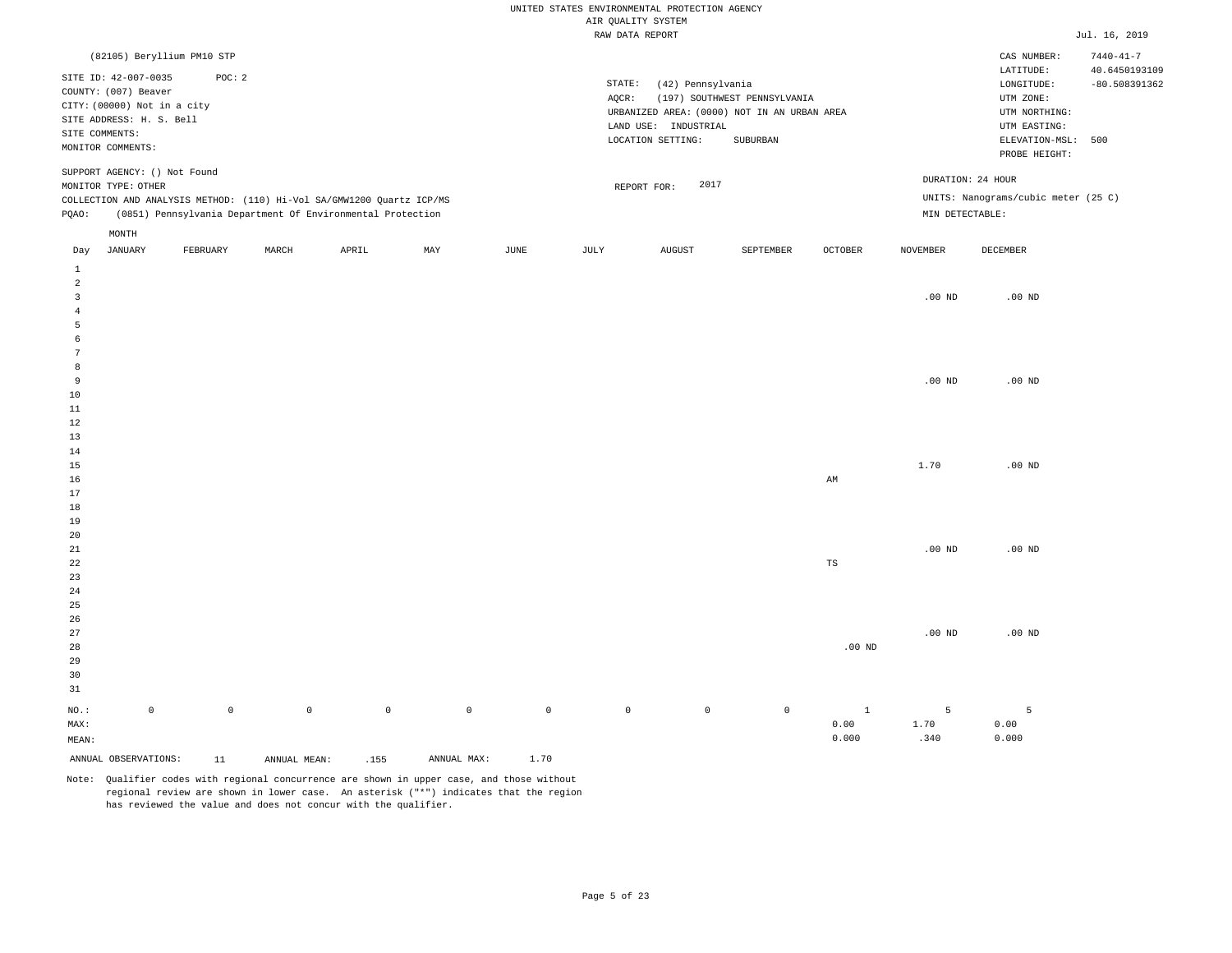UNITED STATES ENVIRONMENTAL PROTECTION AGENCY
AIR QUALITY SYSTEM
RAW DATA REPORT

Jul. 16, 2019

(82105) Beryllium PM10 STP

SITE ID: 42-007-0035 POC: 2
COUNTY: (007) Beaver
CITY: (00000) Not in a city
SITE ADDRESS: H. S. Bell
SITE COMMENTS:
MONITOR COMMENTS:

STATE: (42) Pennsylvania
AQCR: (197) SOUTHWEST PENNSYLVANIA
URBANIZED AREA: (0000) NOT IN AN URBAN AREA
LAND USE: INDUSTRIAL
LOCATION SETTING: SUBURBAN

CAS NUMBER: 7440-41-7
LATITUDE: 40.6450193109
LONGITUDE: -80.508391362
UTM ZONE:
UTM NORTHING:
UTM EASTING:
ELEVATION-MSL: 500
PROBE HEIGHT:

SUPPORT AGENCY: () Not Found
MONITOR TYPE: OTHER
COLLECTION AND ANALYSIS METHOD: (110) Hi-Vol SA/GMW1200 Quartz ICP/MS
PQAO: (0851) Pennsylvania Department Of Environmental Protection

REPORT FOR: 2017

DURATION: 24 HOUR
UNITS: Nanograms/cubic meter (25 C)
MIN DETECTABLE:

| Day | JANUARY | FEBRUARY | MARCH | APRIL | MAY | JUNE | JULY | AUGUST | SEPTEMBER | OCTOBER | NOVEMBER | DECEMBER |
|---|---|---|---|---|---|---|---|---|---|---|---|---|
| 1 | | | | | | | | | | | | |
| 2 | | | | | | | | | | | | |
| 3 | | | | | | | | | | | .00 ND | .00 ND |
| 4 | | | | | | | | | | | | |
| 5 | | | | | | | | | | | | |
| 6 | | | | | | | | | | | | |
| 7 | | | | | | | | | | | | |
| 8 | | | | | | | | | | | | |
| 9 | | | | | | | | | | | .00 ND | .00 ND |
| 10 | | | | | | | | | | | | |
| 11 | | | | | | | | | | | | |
| 12 | | | | | | | | | | | | |
| 13 | | | | | | | | | | | | |
| 14 | | | | | | | | | | | | |
| 15 | | | | | | | | | | | 1.70 | .00 ND |
| 16 | | | | | | | | | | AM | | |
| 17 | | | | | | | | | | | | |
| 18 | | | | | | | | | | | | |
| 19 | | | | | | | | | | | | |
| 20 | | | | | | | | | | | | |
| 21 | | | | | | | | | | | .00 ND | .00 ND |
| 22 | | | | | | | | | | TS | | |
| 23 | | | | | | | | | | | | |
| 24 | | | | | | | | | | | | |
| 25 | | | | | | | | | | | | |
| 26 | | | | | | | | | | | | |
| 27 | | | | | | | | | | | .00 ND | .00 ND |
| 28 | | | | | | | | | | .00 ND | | |
| 29 | | | | | | | | | | | | |
| 30 | | | | | | | | | | | | |
| 31 | | | | | | | | | | | | |
| NO.: | 0 | 0 | 0 | 0 | 0 | 0 | 0 | 0 | 0 | 1 | 5 | 5 |
| MAX: | | | | | | | | | | 0.00 | 1.70 | 0.00 |
| MEAN: | | | | | | | | | | 0.000 | .340 | 0.000 |

ANNUAL OBSERVATIONS: 11 ANNUAL MEAN: .155 ANNUAL MAX: 1.70

Note: Qualifier codes with regional concurrence are shown in upper case, and those without regional review are shown in lower case. An asterisk ("*") indicates that the region has reviewed the value and does not concur with the qualifier.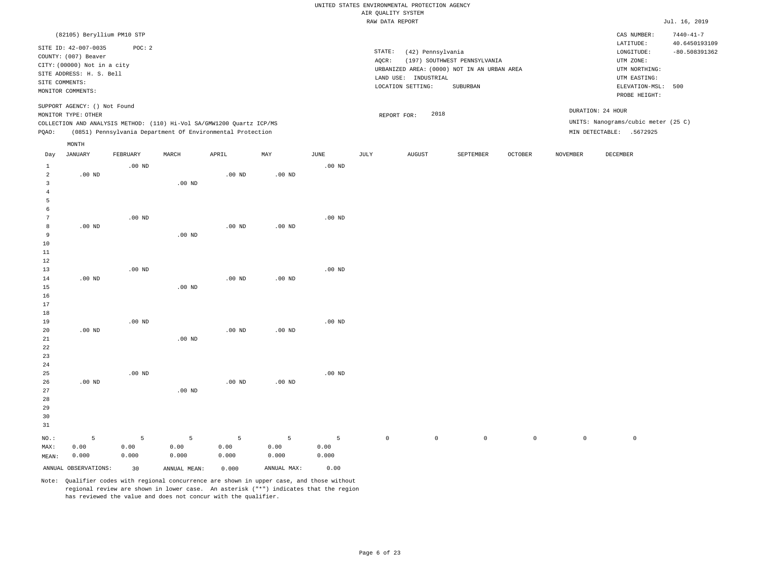UNITED STATES ENVIRONMENTAL PROTECTION AGENCY
AIR QUALITY SYSTEM
RAW DATA REPORT

Jul. 16, 2019

(82105) Beryllium PM10 STP

SITE ID: 42-007-0035 POC: 2
COUNTY: (007) Beaver
CITY: (00000) Not in a city
SITE ADDRESS: H. S. Bell
SITE COMMENTS:
MONITOR COMMENTS:

STATE: (42) Pennsylvania
AQCR: (197) SOUTHWEST PENNSYLVANIA
URBANIZED AREA: (0000) NOT IN AN URBAN AREA
LAND USE: INDUSTRIAL
LOCATION SETTING: SUBURBAN

CAS NUMBER: 7440-41-7
LATITUDE: 40.6450193109
LONGITUDE: -80.508391362
UTM ZONE:
UTM NORTHING:
UTM EASTING:
ELEVATION-MSL: 500
PROBE HEIGHT:

SUPPORT AGENCY: () Not Found
MONITOR TYPE: OTHER
COLLECTION AND ANALYSIS METHOD: (110) Hi-Vol SA/GMW1200 Quartz ICP/MS
PQAO: (0851) Pennsylvania Department Of Environmental Protection

REPORT FOR: 2018

DURATION: 24 HOUR
UNITS: Nanograms/cubic meter (25 C)
MIN DETECTABLE: .5672925

| Day | JANUARY | FEBRUARY | MARCH | APRIL | MAY | JUNE | JULY | AUGUST | SEPTEMBER | OCTOBER | NOVEMBER | DECEMBER |
|---|---|---|---|---|---|---|---|---|---|---|---|---|
| 1 | | .00 ND | | | | .00 ND | | | | | | |
| 2 | .00 ND | | | .00 ND | .00 ND | | | | | | | |
| 3 | | | .00 ND | | | | | | | | | |
| 4 | | | | | | | | | | | | |
| 5 | | | | | | | | | | | | |
| 6 | | | | | | | | | | | | |
| 7 | | .00 ND | | | | .00 ND | | | | | | |
| 8 | .00 ND | | | .00 ND | .00 ND | | | | | | | |
| 9 | | | .00 ND | | | | | | | | | |
| 10 | | | | | | | | | | | | |
| 11 | | | | | | | | | | | | |
| 12 | | | | | | | | | | | | |
| 13 | | .00 ND | | | | .00 ND | | | | | | |
| 14 | .00 ND | | | .00 ND | .00 ND | | | | | | | |
| 15 | | | .00 ND | | | | | | | | | |
| 16 | | | | | | | | | | | | |
| 17 | | | | | | | | | | | | |
| 18 | | | | | | | | | | | | |
| 19 | | .00 ND | | | | .00 ND | | | | | | |
| 20 | .00 ND | | | .00 ND | .00 ND | | | | | | | |
| 21 | | | .00 ND | | | | | | | | | |
| 22 | | | | | | | | | | | | |
| 23 | | | | | | | | | | | | |
| 24 | | | | | | | | | | | | |
| 25 | | .00 ND | | | | .00 ND | | | | | | |
| 26 | .00 ND | | | .00 ND | .00 ND | | | | | | | |
| 27 | | | .00 ND | | | | | | | | | |
| 28 | | | | | | | | | | | | |
| 29 | | | | | | | | | | | | |
| 30 | | | | | | | | | | | | |
| 31 | | | | | | | | | | | | |
| NO.: | 5 | 5 | 5 | 5 | 5 | 5 | 0 | 0 | 0 | 0 | 0 | 0 |
| MAX: | 0.00 | 0.00 | 0.00 | 0.00 | 0.00 | 0.00 | | | | | | |
| MEAN: | 0.000 | 0.000 | 0.000 | 0.000 | 0.000 | 0.000 | | | | | | |

ANNUAL OBSERVATIONS: 30  ANNUAL MEAN: 0.000  ANNUAL MAX: 0.00

Note: Qualifier codes with regional concurrence are shown in upper case, and those without regional review are shown in lower case. An asterisk ("*") indicates that the region has reviewed the value and does not concur with the qualifier.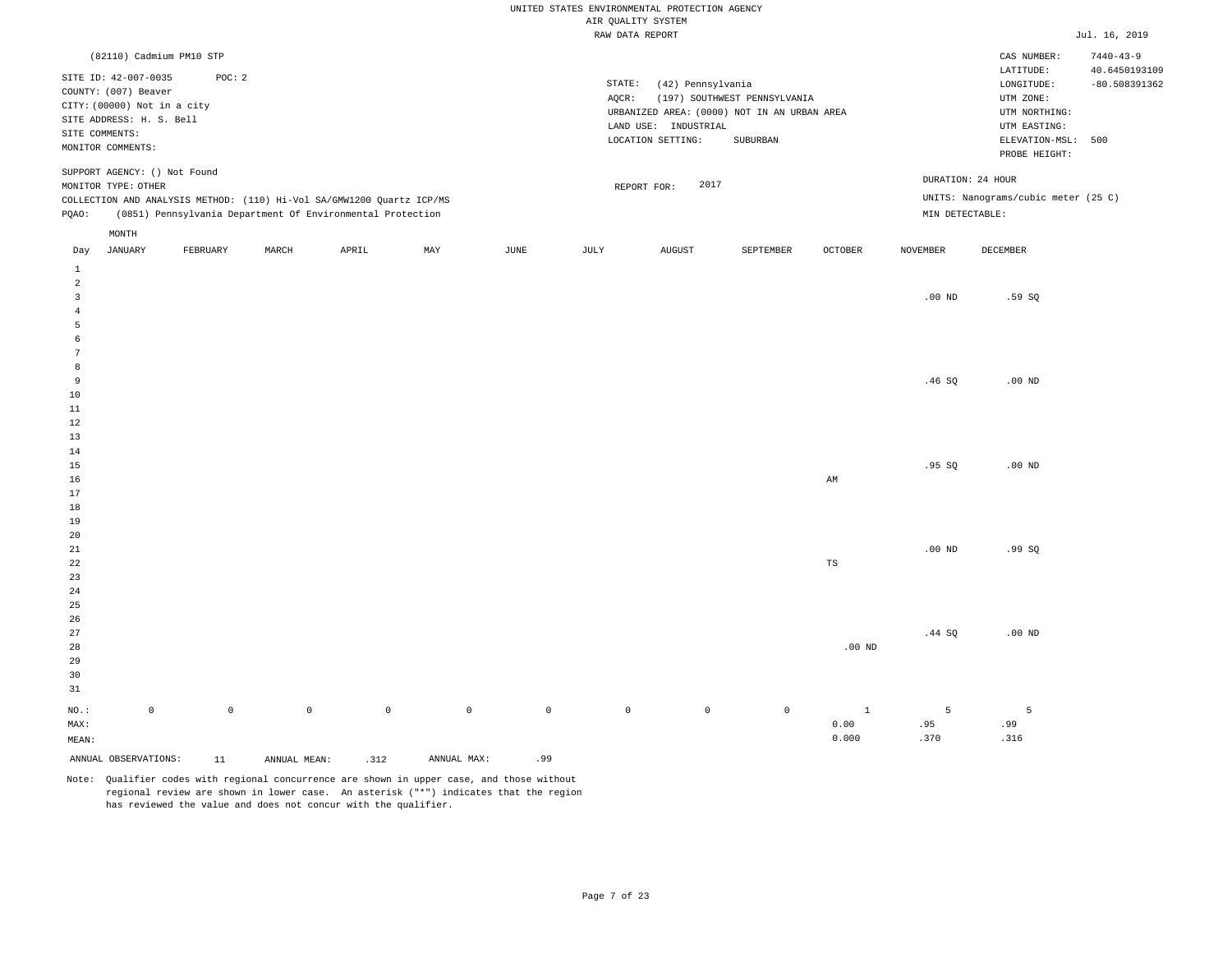UNITED STATES ENVIRONMENTAL PROTECTION AGENCY
AIR QUALITY SYSTEM
RAW DATA REPORT

Jul. 16, 2019

(82110) Cadmium PM10 STP

SITE ID: 42-007-0035 POC: 2
COUNTY: (007) Beaver
CITY: (00000) Not in a city
SITE ADDRESS: H. S. Bell
SITE COMMENTS:
MONITOR COMMENTS:

STATE: (42) Pennsylvania
AQCR: (197) SOUTHWEST PENNSYLVANIA
URBANIZED AREA: (0000) NOT IN AN URBAN AREA
LAND USE: INDUSTRIAL
LOCATION SETTING: SUBURBAN

CAS NUMBER: 7440-43-9
LATITUDE: 40.6450193109
LONGITUDE: -80.508391362
UTM ZONE:
UTM NORTHING:
UTM EASTING:
ELEVATION-MSL: 500
PROBE HEIGHT:

SUPPORT AGENCY: () Not Found
MONITOR TYPE: OTHER
COLLECTION AND ANALYSIS METHOD: (110) Hi-Vol SA/GMW1200 Quartz ICP/MS
PQAO: (0851) Pennsylvania Department Of Environmental Protection

REPORT FOR: 2017

DURATION: 24 HOUR
UNITS: Nanograms/cubic meter (25 C)
MIN DETECTABLE:

| Day | JANUARY | FEBRUARY | MARCH | APRIL | MAY | JUNE | JULY | AUGUST | SEPTEMBER | OCTOBER | NOVEMBER | DECEMBER |
|---|---|---|---|---|---|---|---|---|---|---|---|---|
| 1 | | | | | | | | | | | | |
| 2 | | | | | | | | | | | | |
| 3 | | | | | | | | | | | .00 ND | .59 SQ |
| 4 | | | | | | | | | | | | |
| 5 | | | | | | | | | | | | |
| 6 | | | | | | | | | | | | |
| 7 | | | | | | | | | | | | |
| 8 | | | | | | | | | | | | |
| 9 | | | | | | | | | | | .46 SQ | .00 ND |
| 10 | | | | | | | | | | | | |
| 11 | | | | | | | | | | | | |
| 12 | | | | | | | | | | | | |
| 13 | | | | | | | | | | | | |
| 14 | | | | | | | | | | | | |
| 15 | | | | | | | | | | | .95 SQ | .00 ND |
| 16 | | | | | | | | | | AM | | |
| 17 | | | | | | | | | | | | |
| 18 | | | | | | | | | | | | |
| 19 | | | | | | | | | | | | |
| 20 | | | | | | | | | | | | |
| 21 | | | | | | | | | | | .00 ND | .99 SQ |
| 22 | | | | | | | | | | TS | | |
| 23 | | | | | | | | | | | | |
| 24 | | | | | | | | | | | | |
| 25 | | | | | | | | | | | | |
| 26 | | | | | | | | | | | | |
| 27 | | | | | | | | | | | .44 SQ | .00 ND |
| 28 | | | | | | | | | | .00 ND | | |
| 29 | | | | | | | | | | | | |
| 30 | | | | | | | | | | | | |
| 31 | | | | | | | | | | | | |
| NO.: | 0 | 0 | 0 | 0 | 0 | 0 | 0 | 0 | 0 | 1 | 5 | 5 |
| MAX: | | | | | | | | | | 0.00 | .95 | .99 |
| MEAN: | | | | | | | | | | 0.000 | .370 | .316 |

ANNUAL OBSERVATIONS: 11 ANNUAL MEAN: .312 ANNUAL MAX: .99

Note: Qualifier codes with regional concurrence are shown in upper case, and those without regional review are shown in lower case. An asterisk ("*") indicates that the region has reviewed the value and does not concur with the qualifier.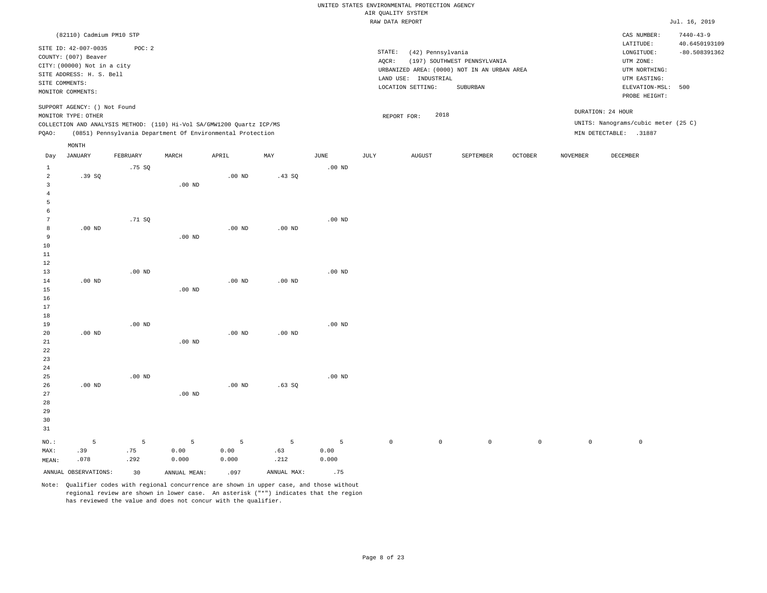UNITED STATES ENVIRONMENTAL PROTECTION AGENCY
AIR QUALITY SYSTEM
RAW DATA REPORT

Jul. 16, 2019

(82110) Cadmium PM10 STP

SITE ID: 42-007-0035  POC: 2
COUNTY: (007) Beaver
CITY: (00000) Not in a city
SITE ADDRESS: H. S. Bell
SITE COMMENTS:
MONITOR COMMENTS:

STATE: (42) Pennsylvania
AQCR: (197) SOUTHWEST PENNSYLVANIA
URBANIZED AREA: (0000) NOT IN AN URBAN AREA
LAND USE: INDUSTRIAL
LOCATION SETTING: SUBURBAN

CAS NUMBER: 7440-43-9
LATITUDE: 40.6450193109
LONGITUDE: -80.508391362
UTM ZONE:
UTM NORTHING:
UTM EASTING:
ELEVATION-MSL: 500
PROBE HEIGHT:

SUPPORT AGENCY: () Not Found
MONITOR TYPE: OTHER
COLLECTION AND ANALYSIS METHOD: (110) Hi-Vol SA/GMW1200 Quartz ICP/MS
PQAO: (0851) Pennsylvania Department Of Environmental Protection

REPORT FOR: 2018

DURATION: 24 HOUR
UNITS: Nanograms/cubic meter (25 C)
MIN DETECTABLE: .31887

| Day | JANUARY | FEBRUARY | MARCH | APRIL | MAY | JUNE | JULY | AUGUST | SEPTEMBER | OCTOBER | NOVEMBER | DECEMBER |
|---|---|---|---|---|---|---|---|---|---|---|---|---|
| 1 | | .75 SQ | | | | .00 ND | | | | | | |
| 2 | .39 SQ | | | .00 ND | .43 SQ | | | | | | | |
| 3 | | | .00 ND | | | | | | | | | |
| 4 | | | | | | | | | | | | |
| 5 | | | | | | | | | | | | |
| 6 | | | | | | | | | | | | |
| 7 | | .71 SQ | | | | .00 ND | | | | | | |
| 8 | .00 ND | | | .00 ND | .00 ND | | | | | | | |
| 9 | | | .00 ND | | | | | | | | | |
| 10 | | | | | | | | | | | | |
| 11 | | | | | | | | | | | | |
| 12 | | | | | | | | | | | | |
| 13 | | .00 ND | | | | .00 ND | | | | | | |
| 14 | .00 ND | | | .00 ND | .00 ND | | | | | | | |
| 15 | | | .00 ND | | | | | | | | | |
| 16 | | | | | | | | | | | | |
| 17 | | | | | | | | | | | | |
| 18 | | | | | | | | | | | | |
| 19 | | .00 ND | | | | .00 ND | | | | | | |
| 20 | .00 ND | | | .00 ND | .00 ND | | | | | | | |
| 21 | | | .00 ND | | | | | | | | | |
| 22 | | | | | | | | | | | | |
| 23 | | | | | | | | | | | | |
| 24 | | | | | | | | | | | | |
| 25 | | .00 ND | | | | .00 ND | | | | | | |
| 26 | .00 ND | | | .00 ND | .63 SQ | | | | | | | |
| 27 | | | .00 ND | | | | | | | | | |
| 28 | | | | | | | | | | | | |
| 29 | | | | | | | | | | | | |
| 30 | | | | | | | | | | | | |
| 31 | | | | | | | | | | | | |
| NO.: | 5 | 5 | 5 | 5 | 5 | 5 | 0 | 0 | 0 | 0 | 0 | 0 |
| MAX: | .39 | .75 | 0.00 | 0.00 | .63 | 0.00 | | | | | | |
| MEAN: | .078 | .292 | 0.000 | 0.000 | .212 | 0.000 | | | | | | |

ANNUAL OBSERVATIONS: 30  ANNUAL MEAN: .097  ANNUAL MAX: .75

Note: Qualifier codes with regional concurrence are shown in upper case, and those without regional review are shown in lower case. An asterisk ("*") indicates that the region has reviewed the value and does not concur with the qualifier.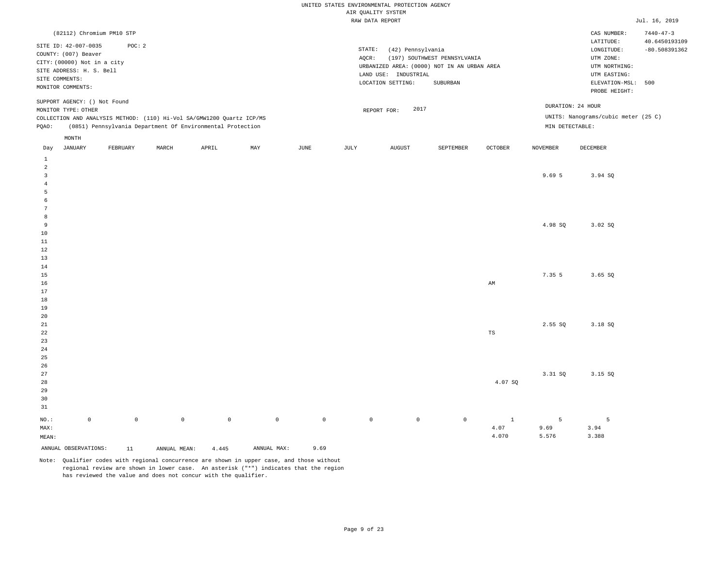UNITED STATES ENVIRONMENTAL PROTECTION AGENCY
AIR QUALITY SYSTEM
RAW DATA REPORT

Jul. 16, 2019

(82112) Chromium PM10 STP

SITE ID: 42-007-0035 POC: 2
COUNTY: (007) Beaver
CITY: (00000) Not in a city
SITE ADDRESS: H. S. Bell
SITE COMMENTS:
MONITOR COMMENTS:

STATE: (42) Pennsylvania
AQCR: (197) SOUTHWEST PENNSYLVANIA
URBANIZED AREA: (0000) NOT IN AN URBAN AREA
LAND USE: INDUSTRIAL
LOCATION SETTING: SUBURBAN

CAS NUMBER: 7440-47-3
LATITUDE: 40.6450193109
LONGITUDE: -80.508391362
UTM ZONE:
UTM NORTHING:
UTM EASTING:
ELEVATION-MSL: 500
PROBE HEIGHT:

SUPPORT AGENCY: () Not Found
MONITOR TYPE: OTHER
COLLECTION AND ANALYSIS METHOD: (110) Hi-Vol SA/GMW1200 Quartz ICP/MS
PQAO: (0851) Pennsylvania Department Of Environmental Protection

REPORT FOR: 2017

DURATION: 24 HOUR
UNITS: Nanograms/cubic meter (25 C)
MIN DETECTABLE:

| Day | JANUARY | FEBRUARY | MARCH | APRIL | MAY | JUNE | JULY | AUGUST | SEPTEMBER | OCTOBER | NOVEMBER | DECEMBER |
|---|---|---|---|---|---|---|---|---|---|---|---|---|
| 1 | | | | | | | | | | | | |
| 2 | | | | | | | | | | | | |
| 3 | | | | | | | | | | | 9.69 5 | 3.94 SQ |
| 4 | | | | | | | | | | | | |
| 5 | | | | | | | | | | | | |
| 6 | | | | | | | | | | | | |
| 7 | | | | | | | | | | | | |
| 8 | | | | | | | | | | | | |
| 9 | | | | | | | | | | | 4.98 SQ | 3.02 SQ |
| 10 | | | | | | | | | | | | |
| 11 | | | | | | | | | | | | |
| 12 | | | | | | | | | | | | |
| 13 | | | | | | | | | | | | |
| 14 | | | | | | | | | | | | |
| 15 | | | | | | | | | | | 7.35 5 | 3.65 SQ |
| 16 | | | | | | | | | | AM | | |
| 17 | | | | | | | | | | | | |
| 18 | | | | | | | | | | | | |
| 19 | | | | | | | | | | | | |
| 20 | | | | | | | | | | | | |
| 21 | | | | | | | | | | | 2.55 SQ | 3.18 SQ |
| 22 | | | | | | | | | | TS | | |
| 23 | | | | | | | | | | | | |
| 24 | | | | | | | | | | | | |
| 25 | | | | | | | | | | | | |
| 26 | | | | | | | | | | | | |
| 27 | | | | | | | | | | | 3.31 SQ | 3.15 SQ |
| 28 | | | | | | | | | | 4.07 SQ | | |
| 29 | | | | | | | | | | | | |
| 30 | | | | | | | | | | | | |
| 31 | | | | | | | | | | | | |
| NO.: | 0 | 0 | 0 | 0 | 0 | 0 | 0 | 0 | 0 | 1 | 5 | 5 |
| MAX: | | | | | | | | | | 4.07 | 9.69 | 3.94 |
| MEAN: | | | | | | | | | | 4.070 | 5.576 | 3.388 |

ANNUAL OBSERVATIONS: 11 ANNUAL MEAN: 4.445 ANNUAL MAX: 9.69

Note: Qualifier codes with regional concurrence are shown in upper case, and those without regional review are shown in lower case. An asterisk ("*") indicates that the region has reviewed the value and does not concur with the qualifier.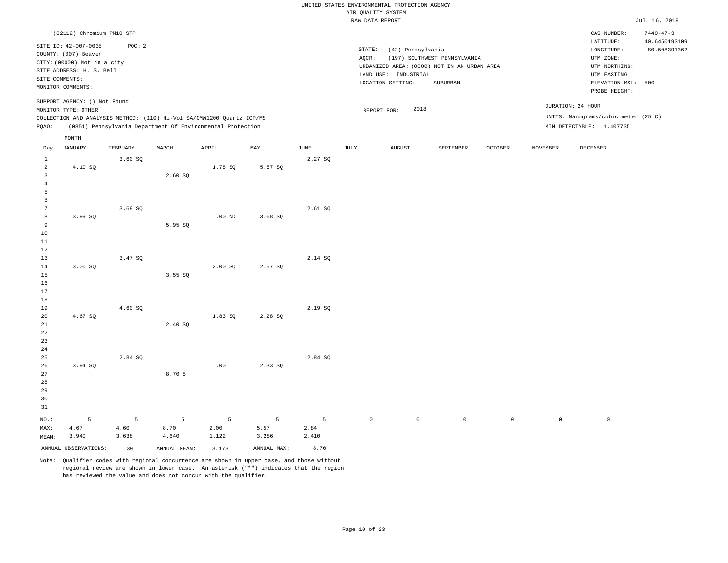UNITED STATES ENVIRONMENTAL PROTECTION AGENCY
AIR QUALITY SYSTEM
RAW DATA REPORT

Jul. 16, 2019

(82112) Chromium PM10 STP

SITE ID: 42-007-0035 POC: 2
COUNTY: (007) Beaver
CITY: (00000) Not in a city
SITE ADDRESS: H. S. Bell
SITE COMMENTS:
MONITOR COMMENTS:

STATE: (42) Pennsylvania
AQCR: (197) SOUTHWEST PENNSYLVANIA
URBANIZED AREA: (0000) NOT IN AN URBAN AREA
LAND USE: INDUSTRIAL
LOCATION SETTING: SUBURBAN

CAS NUMBER: 7440-47-3
LATITUDE: 40.6450193109
LONGITUDE: -80.508391362
UTM ZONE:
UTM NORTHING:
UTM EASTING:
ELEVATION-MSL: 500
PROBE HEIGHT:

SUPPORT AGENCY: () Not Found
MONITOR TYPE: OTHER
COLLECTION AND ANALYSIS METHOD: (110) Hi-Vol SA/GMW1200 Quartz ICP/MS
PQAO: (0851) Pennsylvania Department Of Environmental Protection

REPORT FOR: 2018

DURATION: 24 HOUR
UNITS: Nanograms/cubic meter (25 C)
MIN DETECTABLE: 1.407735

| Day | JANUARY | FEBRUARY | MARCH | APRIL | MAY | JUNE | JULY | AUGUST | SEPTEMBER | OCTOBER | NOVEMBER | DECEMBER |
|---|---|---|---|---|---|---|---|---|---|---|---|---|
| 1 | | 3.60 SQ | | | | 2.27 SQ | | | | | | |
| 2 | 4.10 SQ | | | 1.78 SQ | 5.57 SQ | | | | | | | |
| 3 | | | 2.60 SQ | | | | | | | | | |
| 4 | | | | | | | | | | | | |
| 5 | | | | | | | | | | | | |
| 6 | | | | | | | | | | | | |
| 7 | | 3.68 SQ | | | | 2.61 SQ | | | | | | |
| 8 | 3.99 SQ | | | .00 ND | 3.68 SQ | | | | | | | |
| 9 | | | 5.95 SQ | | | | | | | | | |
| 10 | | | | | | | | | | | | |
| 11 | | | | | | | | | | | | |
| 12 | | | | | | | | | | | | |
| 13 | | 3.47 SQ | | | | 2.14 SQ | | | | | | |
| 14 | 3.00 SQ | | | 2.00 SQ | 2.57 SQ | | | | | | | |
| 15 | | | 3.55 SQ | | | | | | | | | |
| 16 | | | | | | | | | | | | |
| 17 | | | | | | | | | | | | |
| 18 | | | | | | | | | | | | |
| 19 | | 4.60 SQ | | | | 2.19 SQ | | | | | | |
| 20 | 4.67 SQ | | | 1.83 SQ | 2.28 SQ | | | | | | | |
| 21 | | | 2.40 SQ | | | | | | | | | |
| 22 | | | | | | | | | | | | |
| 23 | | | | | | | | | | | | |
| 24 | | | | | | | | | | | | |
| 25 | | 2.84 SQ | | | | 2.84 SQ | | | | | | |
| 26 | 3.94 SQ | | | .00 | 2.33 SQ | | | | | | | |
| 27 | | | 8.70 5 | | | | | | | | | |
| 28 | | | | | | | | | | | | |
| 29 | | | | | | | | | | | | |
| 30 | | | | | | | | | | | | |
| 31 | | | | | | | | | | | | |
| NO.: | 5 | 5 | 5 | 5 | 5 | 5 | 0 | 0 | 0 | 0 | 0 | 0 |
| MAX: | 4.67 | 4.60 | 8.70 | 2.00 | 5.57 | 2.84 | | | | | | |
| MEAN: | 3.940 | 3.638 | 4.640 | 1.122 | 3.286 | 2.410 | | | | | | |

ANNUAL OBSERVATIONS: 30 ANNUAL MEAN: 3.173 ANNUAL MAX: 8.70

Note: Qualifier codes with regional concurrence are shown in upper case, and those without regional review are shown in lower case. An asterisk ("*") indicates that the region has reviewed the value and does not concur with the qualifier.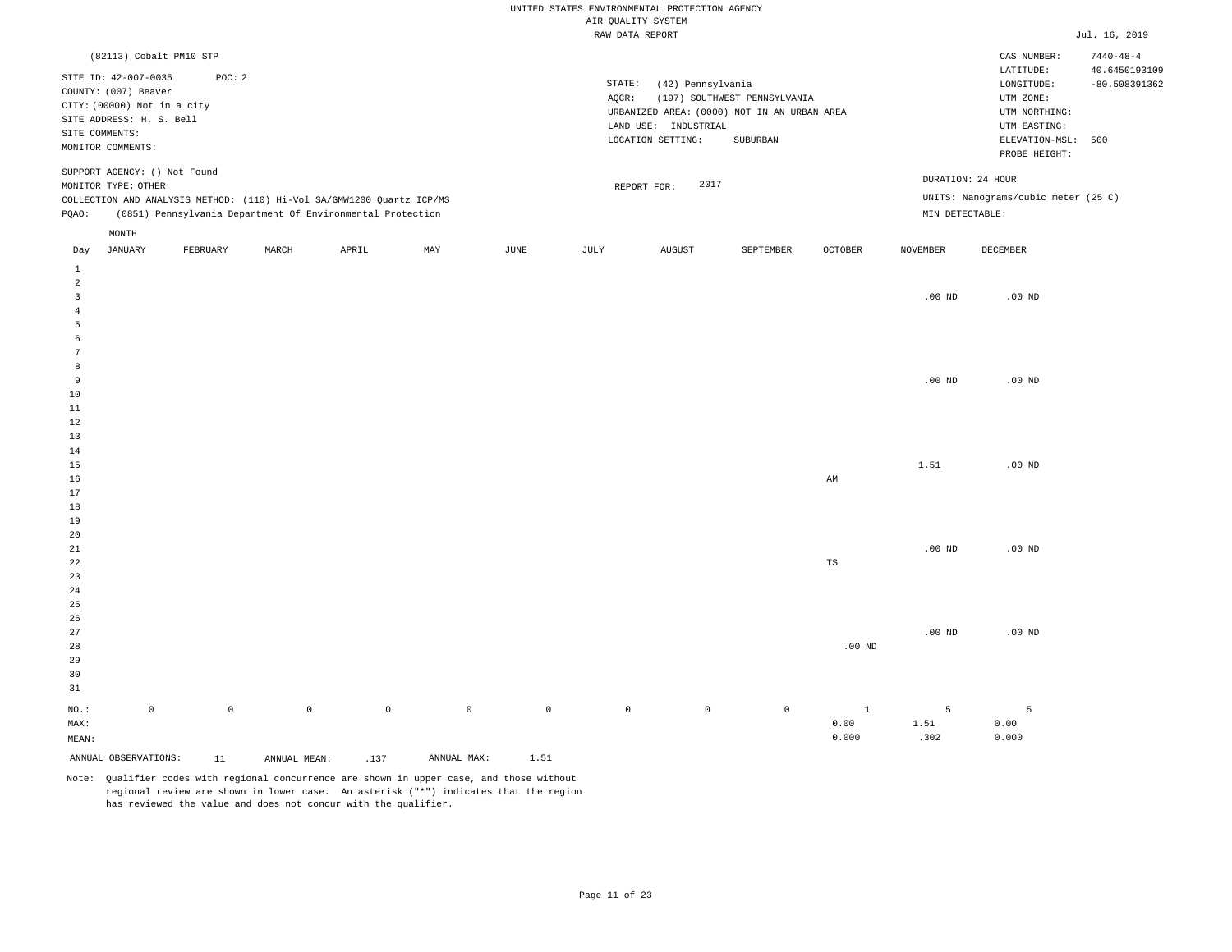UNITED STATES ENVIRONMENTAL PROTECTION AGENCY
AIR QUALITY SYSTEM
RAW DATA REPORT

Jul. 16, 2019

(82113) Cobalt PM10 STP

SITE ID: 42-007-0035 POC: 2
COUNTY: (007) Beaver
CITY: (00000) Not in a city
SITE ADDRESS: H. S. Bell
SITE COMMENTS:
MONITOR COMMENTS:

STATE: (42) Pennsylvania
AQCR: (197) SOUTHWEST PENNSYLVANIA
URBANIZED AREA: (0000) NOT IN AN URBAN AREA
LAND USE: INDUSTRIAL
LOCATION SETTING: SUBURBAN

CAS NUMBER: 7440-48-4
LATITUDE: 40.6450193109
LONGITUDE: -80.508391362
UTM ZONE:
UTM NORTHING:
UTM EASTING:
ELEVATION-MSL: 500
PROBE HEIGHT:

SUPPORT AGENCY: () Not Found
MONITOR TYPE: OTHER
COLLECTION AND ANALYSIS METHOD: (110) Hi-Vol SA/GMW1200 Quartz ICP/MS
PQAO: (0851) Pennsylvania Department Of Environmental Protection

REPORT FOR: 2017

DURATION: 24 HOUR
UNITS: Nanograms/cubic meter (25 C)
MIN DETECTABLE:

| Day | JANUARY | FEBRUARY | MARCH | APRIL | MAY | JUNE | JULY | AUGUST | SEPTEMBER | OCTOBER | NOVEMBER | DECEMBER |
|---|---|---|---|---|---|---|---|---|---|---|---|---|
| 1 | | | | | | | | | | | | |
| 2 | | | | | | | | | | | | |
| 3 | | | | | | | | | | | .00 ND | .00 ND |
| 4 | | | | | | | | | | | | |
| 5 | | | | | | | | | | | | |
| 6 | | | | | | | | | | | | |
| 7 | | | | | | | | | | | | |
| 8 | | | | | | | | | | | | |
| 9 | | | | | | | | | | | .00 ND | .00 ND |
| 10 | | | | | | | | | | | | |
| 11 | | | | | | | | | | | | |
| 12 | | | | | | | | | | | | |
| 13 | | | | | | | | | | | | |
| 14 | | | | | | | | | | | | |
| 15 | | | | | | | | | | | 1.51 | .00 ND |
| 16 | | | | | | | | | | AM | | |
| 17 | | | | | | | | | | | | |
| 18 | | | | | | | | | | | | |
| 19 | | | | | | | | | | | | |
| 20 | | | | | | | | | | | | |
| 21 | | | | | | | | | | | .00 ND | .00 ND |
| 22 | | | | | | | | | | TS | | |
| 23 | | | | | | | | | | | | |
| 24 | | | | | | | | | | | | |
| 25 | | | | | | | | | | | | |
| 26 | | | | | | | | | | | | |
| 27 | | | | | | | | | | | .00 ND | .00 ND |
| 28 | | | | | | | | | | .00 ND | | |
| 29 | | | | | | | | | | | | |
| 30 | | | | | | | | | | | | |
| 31 | | | | | | | | | | | | |
| NO.: | 0 | 0 | 0 | 0 | 0 | 0 | 0 | 0 | 0 | 1 | 5 | 5 |
| MAX: | | | | | | | | | | 0.00 | 1.51 | 0.00 |
| MEAN: | | | | | | | | | | 0.000 | .302 | 0.000 |

ANNUAL OBSERVATIONS: 11 ANNUAL MEAN: .137 ANNUAL MAX: 1.51

Note: Qualifier codes with regional concurrence are shown in upper case, and those without regional review are shown in lower case. An asterisk ("*") indicates that the region has reviewed the value and does not concur with the qualifier.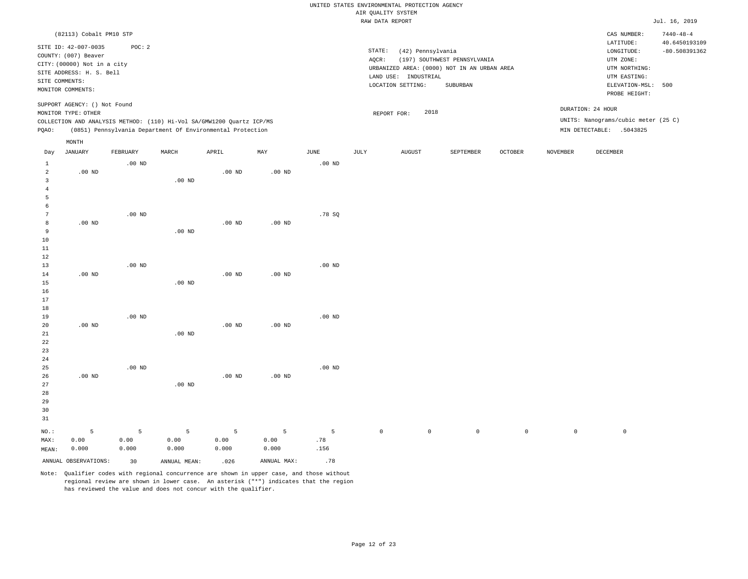UNITED STATES ENVIRONMENTAL PROTECTION AGENCY
AIR QUALITY SYSTEM
RAW DATA REPORT

Jul. 16, 2019

(82113) Cobalt PM10 STP

SITE ID: 42-007-0035 POC: 2
COUNTY: (007) Beaver
CITY: (00000) Not in a city
SITE ADDRESS: H. S. Bell
SITE COMMENTS:
MONITOR COMMENTS:

STATE: (42) Pennsylvania
AQCR: (197) SOUTHWEST PENNSYLVANIA
URBANIZED AREA: (0000) NOT IN AN URBAN AREA
LAND USE: INDUSTRIAL
LOCATION SETTING: SUBURBAN

CAS NUMBER: 7440-48-4
LATITUDE: 40.6450193109
LONGITUDE: -80.508391362
UTM ZONE:
UTM NORTHING:
UTM EASTING:
ELEVATION-MSL: 500
PROBE HEIGHT:

SUPPORT AGENCY: () Not Found
MONITOR TYPE: OTHER
COLLECTION AND ANALYSIS METHOD: (110) Hi-Vol SA/GMW1200 Quartz ICP/MS
PQAO: (0851) Pennsylvania Department Of Environmental Protection

REPORT FOR: 2018

DURATION: 24 HOUR
UNITS: Nanograms/cubic meter (25 C)
MIN DETECTABLE: .5043825

| Day | JANUARY | FEBRUARY | MARCH | APRIL | MAY | JUNE | JULY | AUGUST | SEPTEMBER | OCTOBER | NOVEMBER | DECEMBER |
|---|---|---|---|---|---|---|---|---|---|---|---|---|
| 1 | | .00 ND | | | | .00 ND | | | | | | |
| 2 | .00 ND | | | .00 ND | .00 ND | | | | | | | |
| 3 | | | .00 ND | | | | | | | | | |
| 4 | | | | | | | | | | | | |
| 5 | | | | | | | | | | | | |
| 6 | | | | | | | | | | | | |
| 7 | | .00 ND | | | | .78 SQ | | | | | | |
| 8 | .00 ND | | | .00 ND | .00 ND | | | | | | | |
| 9 | | | .00 ND | | | | | | | | | |
| 10 | | | | | | | | | | | | |
| 11 | | | | | | | | | | | | |
| 12 | | | | | | | | | | | | |
| 13 | | .00 ND | | | | .00 ND | | | | | | |
| 14 | .00 ND | | | .00 ND | .00 ND | | | | | | | |
| 15 | | | .00 ND | | | | | | | | | |
| 16 | | | | | | | | | | | | |
| 17 | | | | | | | | | | | | |
| 18 | | | | | | | | | | | | |
| 19 | | .00 ND | | | | .00 ND | | | | | | |
| 20 | .00 ND | | | .00 ND | .00 ND | | | | | | | |
| 21 | | | .00 ND | | | | | | | | | |
| 22 | | | | | | | | | | | | |
| 23 | | | | | | | | | | | | |
| 24 | | | | | | | | | | | | |
| 25 | | .00 ND | | | | .00 ND | | | | | | |
| 26 | .00 ND | | | .00 ND | .00 ND | | | | | | | |
| 27 | | | .00 ND | | | | | | | | | |
| 28 | | | | | | | | | | | | |
| 29 | | | | | | | | | | | | |
| 30 | | | | | | | | | | | | |
| 31 | | | | | | | | | | | | |
| NO.: | 5 | 5 | 5 | 5 | 5 | 5 | 0 | 0 | 0 | 0 | 0 | 0 |
| MAX: | 0.00 | 0.00 | 0.00 | 0.00 | 0.00 | .78 | | | | | | |
| MEAN: | 0.000 | 0.000 | 0.000 | 0.000 | 0.000 | .156 | | | | | | |

ANNUAL OBSERVATIONS: 30 ANNUAL MEAN: .026 ANNUAL MAX: .78

Note: Qualifier codes with regional concurrence are shown in upper case, and those without regional review are shown in lower case. An asterisk ("*") indicates that the region has reviewed the value and does not concur with the qualifier.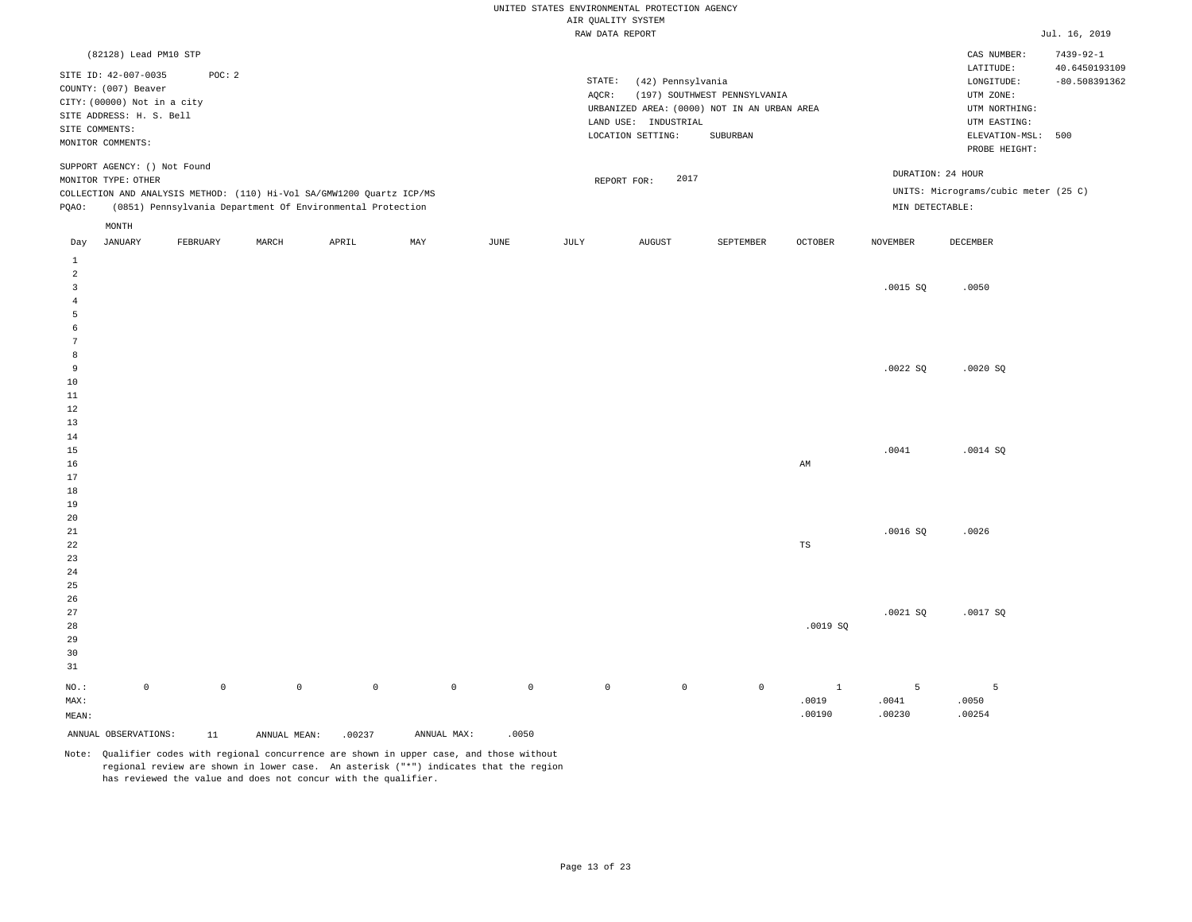UNITED STATES ENVIRONMENTAL PROTECTION AGENCY
AIR QUALITY SYSTEM
RAW DATA REPORT

Jul. 16, 2019

(82128) Lead PM10 STP

SITE ID: 42-007-0035 POC: 2
COUNTY: (007) Beaver
CITY: (00000) Not in a city
SITE ADDRESS: H. S. Bell
SITE COMMENTS:
MONITOR COMMENTS:

STATE: (42) Pennsylvania
AQCR: (197) SOUTHWEST PENNSYLVANIA
URBANIZED AREA: (0000) NOT IN AN URBAN AREA
LAND USE: INDUSTRIAL
LOCATION SETTING: SUBURBAN

CAS NUMBER: 7439-92-1
LATITUDE: 40.6450193109
LONGITUDE: -80.508391362
UTM ZONE:
UTM NORTHING:
UTM EASTING:
ELEVATION-MSL: 500
PROBE HEIGHT:

SUPPORT AGENCY: () Not Found
MONITOR TYPE: OTHER
COLLECTION AND ANALYSIS METHOD: (110) Hi-Vol SA/GMW1200 Quartz ICP/MS
PQAO: (0851) Pennsylvania Department Of Environmental Protection

REPORT FOR: 2017

DURATION: 24 HOUR
UNITS: Micrograms/cubic meter (25 C)
MIN DETECTABLE:

| Day | JANUARY | FEBRUARY | MARCH | APRIL | MAY | JUNE | JULY | AUGUST | SEPTEMBER | OCTOBER | NOVEMBER | DECEMBER |
|---|---|---|---|---|---|---|---|---|---|---|---|---|
| 1 | | | | | | | | | | | | |
| 2 | | | | | | | | | | | | |
| 3 | | | | | | | | | | | .0015 SQ | .0050 |
| 4 | | | | | | | | | | | | |
| 5 | | | | | | | | | | | | |
| 6 | | | | | | | | | | | | |
| 7 | | | | | | | | | | | | |
| 8 | | | | | | | | | | | | |
| 9 | | | | | | | | | | | .0022 SQ | .0020 SQ |
| 10 | | | | | | | | | | | | |
| 11 | | | | | | | | | | | | |
| 12 | | | | | | | | | | | | |
| 13 | | | | | | | | | | | | |
| 14 | | | | | | | | | | | | |
| 15 | | | | | | | | | | | .0041 | .0014 SQ |
| 16 | | | | | | | | | | AM | | |
| 17 | | | | | | | | | | | | |
| 18 | | | | | | | | | | | | |
| 19 | | | | | | | | | | | | |
| 20 | | | | | | | | | | | | |
| 21 | | | | | | | | | | | .0016 SQ | .0026 |
| 22 | | | | | | | | | | TS | | |
| 23 | | | | | | | | | | | | |
| 24 | | | | | | | | | | | | |
| 25 | | | | | | | | | | | | |
| 26 | | | | | | | | | | | | |
| 27 | | | | | | | | | | | .0021 SQ | .0017 SQ |
| 28 | | | | | | | | | | .0019 SQ | | |
| 29 | | | | | | | | | | | | |
| 30 | | | | | | | | | | | | |
| 31 | | | | | | | | | | | | |
| NO.: | 0 | 0 | 0 | 0 | 0 | 0 | 0 | 0 | 0 | 1 | 5 | 5 |
| MAX: | | | | | | | | | | .0019 | .0041 | .0050 |
| MEAN: | | | | | | | | | | .00190 | .00230 | .00254 |

ANNUAL OBSERVATIONS: 11 ANNUAL MEAN: .00237 ANNUAL MAX: .0050

Note: Qualifier codes with regional concurrence are shown in upper case, and those without regional review are shown in lower case. An asterisk ("*") indicates that the region has reviewed the value and does not concur with the qualifier.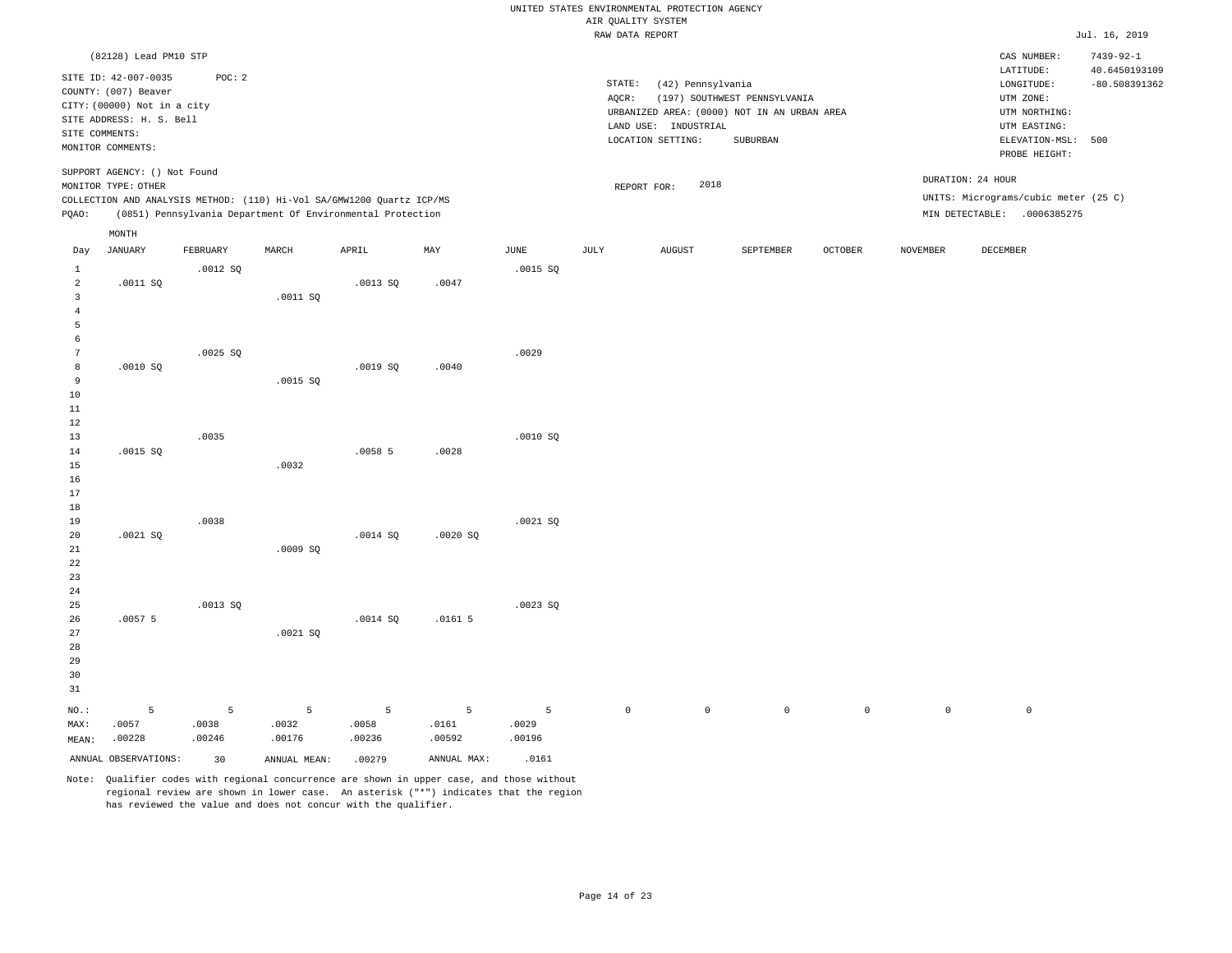UNITED STATES ENVIRONMENTAL PROTECTION AGENCY
AIR QUALITY SYSTEM
RAW DATA REPORT

Jul. 16, 2019

(82128) Lead PM10 STP

SITE ID: 42-007-0035 POC: 2
COUNTY: (007) Beaver
CITY: (00000) Not in a city
SITE ADDRESS: H. S. Bell
SITE COMMENTS:
MONITOR COMMENTS:

SUPPORT AGENCY: () Not Found
MONITOR TYPE: OTHER
COLLECTION AND ANALYSIS METHOD: (110) Hi-Vol SA/GMW1200 Quartz ICP/MS
PQAO: (0851) Pennsylvania Department Of Environmental Protection

STATE: (42) Pennsylvania
AQCR: (197) SOUTHWEST PENNSYLVANIA
URBANIZED AREA: (0000) NOT IN AN URBAN AREA
LAND USE: INDUSTRIAL
LOCATION SETTING: SUBURBAN

REPORT FOR: 2018

CAS NUMBER: 7439-92-1
LATITUDE: 40.6450193109
LONGITUDE: -80.508391362
UTM ZONE:
UTM NORTHING:
UTM EASTING:
ELEVATION-MSL: 500
PROBE HEIGHT:

DURATION: 24 HOUR
UNITS: Micrograms/cubic meter (25 C)
MIN DETECTABLE: .0006385275

| Day | JANUARY | FEBRUARY | MARCH | APRIL | MAY | JUNE | JULY | AUGUST | SEPTEMBER | OCTOBER | NOVEMBER | DECEMBER |
|---|---|---|---|---|---|---|---|---|---|---|---|---|
| 1 | | .0012 SQ | | | | .0015 SQ | | | | | | |
| 2 | .0011 SQ | | | .0013 SQ | .0047 | | | | | | | |
| 3 | | | .0011 SQ | | | | | | | | | |
| 4 | | | | | | | | | | | | |
| 5 | | | | | | | | | | | | |
| 6 | | | | | | | | | | | | |
| 7 | | .0025 SQ | | | | .0029 | | | | | | |
| 8 | .0010 SQ | | | .0019 SQ | .0040 | | | | | | | |
| 9 | | | .0015 SQ | | | | | | | | | |
| 10 | | | | | | | | | | | | |
| 11 | | | | | | | | | | | | |
| 12 | | | | | | | | | | | | |
| 13 | | .0035 | | | | .0010 SQ | | | | | | |
| 14 | .0015 SQ | | | .0058 5 | .0028 | | | | | | | |
| 15 | | | .0032 | | | | | | | | | |
| 16 | | | | | | | | | | | | |
| 17 | | | | | | | | | | | | |
| 18 | | | | | | | | | | | | |
| 19 | | .0038 | | | | .0021 SQ | | | | | | |
| 20 | .0021 SQ | | | .0014 SQ | .0020 SQ | | | | | | | |
| 21 | | | .0009 SQ | | | | | | | | | |
| 22 | | | | | | | | | | | | |
| 23 | | | | | | | | | | | | |
| 24 | | | | | | | | | | | | |
| 25 | | .0013 SQ | | | | .0023 SQ | | | | | | |
| 26 | .0057 5 | | | .0014 SQ | .0161 5 | | | | | | | |
| 27 | | | .0021 SQ | | | | | | | | | |
| 28 | | | | | | | | | | | | |
| 29 | | | | | | | | | | | | |
| 30 | | | | | | | | | | | | |
| 31 | | | | | | | | | | | | |
| NO.: | 5 | 5 | 5 | 5 | 5 | 5 | 0 | 0 | 0 | 0 | 0 | 0 |
| MAX: | .0057 | .0038 | .0032 | .0058 | .0161 | .0029 | | | | | | |
| MEAN: | .00228 | .00246 | .00176 | .00236 | .00592 | .00196 | | | | | | |

ANNUAL OBSERVATIONS: 30 ANNUAL MEAN: .00279 ANNUAL MAX: .0161

Note: Qualifier codes with regional concurrence are shown in upper case, and those without regional review are shown in lower case. An asterisk ("*") indicates that the region has reviewed the value and does not concur with the qualifier.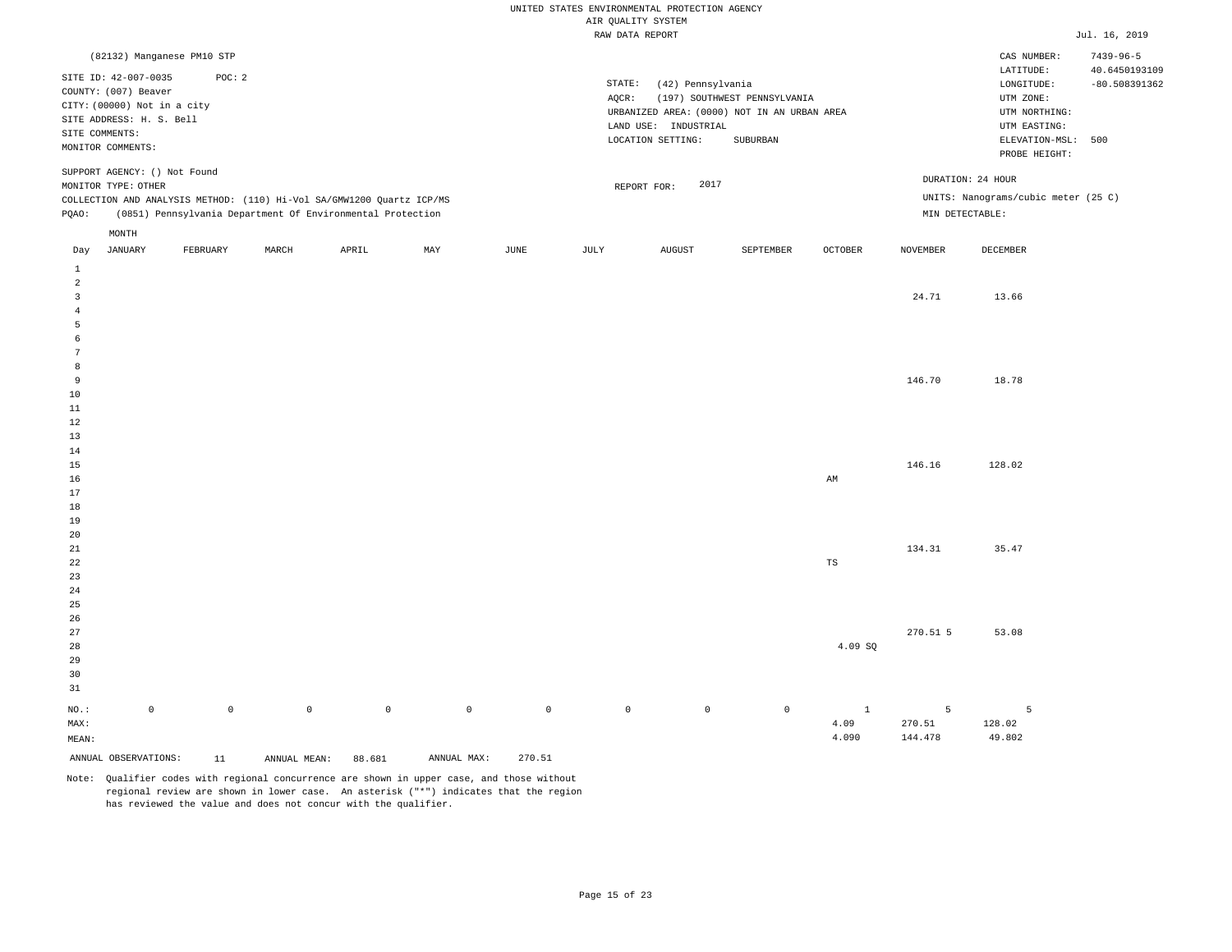UNITED STATES ENVIRONMENTAL PROTECTION AGENCY
AIR QUALITY SYSTEM
RAW DATA REPORT

Jul. 16, 2019

(82132) Manganese PM10 STP

SITE ID: 42-007-0035 POC: 2
COUNTY: (007) Beaver
CITY: (00000) Not in a city
SITE ADDRESS: H. S. Bell
SITE COMMENTS:
MONITOR COMMENTS:

STATE: (42) Pennsylvania
AQCR: (197) SOUTHWEST PENNSYLVANIA
URBANIZED AREA: (0000) NOT IN AN URBAN AREA
LAND USE: INDUSTRIAL
LOCATION SETTING: SUBURBAN

CAS NUMBER: 7439-96-5
LATITUDE: 40.6450193109
LONGITUDE: -80.508391362
UTM ZONE:
UTM NORTHING:
UTM EASTING:
ELEVATION-MSL: 500
PROBE HEIGHT:

SUPPORT AGENCY: () Not Found
MONITOR TYPE: OTHER
COLLECTION AND ANALYSIS METHOD: (110) Hi-Vol SA/GMW1200 Quartz ICP/MS
PQAO: (0851) Pennsylvania Department Of Environmental Protection

REPORT FOR: 2017

DURATION: 24 HOUR
UNITS: Nanograms/cubic meter (25 C)
MIN DETECTABLE:

| Day | JANUARY | FEBRUARY | MARCH | APRIL | MAY | JUNE | JULY | AUGUST | SEPTEMBER | OCTOBER | NOVEMBER | DECEMBER |
|---|---|---|---|---|---|---|---|---|---|---|---|---|
| 1 | | | | | | | | | | | | |
| 2 | | | | | | | | | | | | |
| 3 | | | | | | | | | | | 24.71 | 13.66 |
| 4 | | | | | | | | | | | | |
| 5 | | | | | | | | | | | | |
| 6 | | | | | | | | | | | | |
| 7 | | | | | | | | | | | | |
| 8 | | | | | | | | | | | | |
| 9 | | | | | | | | | | | 146.70 | 18.78 |
| 10 | | | | | | | | | | | | |
| 11 | | | | | | | | | | | | |
| 12 | | | | | | | | | | | | |
| 13 | | | | | | | | | | | | |
| 14 | | | | | | | | | | | | |
| 15 | | | | | | | | | | | 146.16 | 128.02 |
| 16 | | | | | | | | | | AM | | |
| 17 | | | | | | | | | | | | |
| 18 | | | | | | | | | | | | |
| 19 | | | | | | | | | | | | |
| 20 | | | | | | | | | | | | |
| 21 | | | | | | | | | | | 134.31 | 35.47 |
| 22 | | | | | | | | | | TS | | |
| 23 | | | | | | | | | | | | |
| 24 | | | | | | | | | | | | |
| 25 | | | | | | | | | | | | |
| 26 | | | | | | | | | | | | |
| 27 | | | | | | | | | | | 270.51 5 | 53.08 |
| 28 | | | | | | | | | | 4.09 SQ | | |
| 29 | | | | | | | | | | | | |
| 30 | | | | | | | | | | | | |
| 31 | | | | | | | | | | | | |
| NO.: | 0 | 0 | 0 | 0 | 0 | 0 | 0 | 0 | 0 | 1 | 5 | 5 |
| MAX: | | | | | | | | | | 4.09 | 270.51 | 128.02 |
| MEAN: | | | | | | | | | | 4.090 | 144.478 | 49.802 |

ANNUAL OBSERVATIONS: 11 ANNUAL MEAN: 88.681 ANNUAL MAX: 270.51

Note: Qualifier codes with regional concurrence are shown in upper case, and those without regional review are shown in lower case. An asterisk ("*") indicates that the region has reviewed the value and does not concur with the qualifier.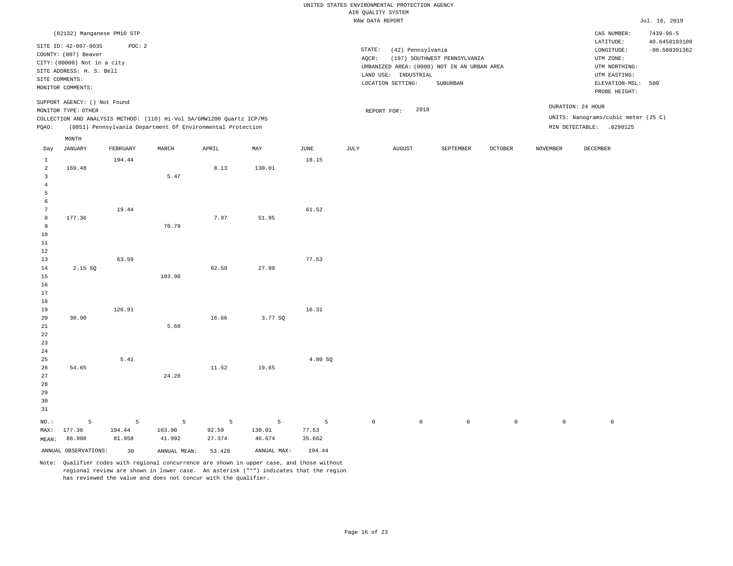UNITED STATES ENVIRONMENTAL PROTECTION AGENCY
AIR QUALITY SYSTEM
RAW DATA REPORT

Jul. 16, 2019

(82132) Manganese PM10 STP

SITE ID: 42-007-0035 POC: 2
COUNTY: (007) Beaver
CITY: (00000) Not in a city
SITE ADDRESS: H. S. Bell
SITE COMMENTS:
MONITOR COMMENTS:

STATE: (42) Pennsylvania
AQCR: (197) SOUTHWEST PENNSYLVANIA
URBANIZED AREA: (0000) NOT IN AN URBAN AREA
LAND USE: INDUSTRIAL
LOCATION SETTING: SUBURBAN

CAS NUMBER: 7439-96-5
LATITUDE: 40.6450193109
LONGITUDE: -80.508391362
UTM ZONE:
UTM NORTHING:
UTM EASTING:
ELEVATION-MSL: 500
PROBE HEIGHT:

SUPPORT AGENCY: () Not Found
MONITOR TYPE: OTHER
COLLECTION AND ANALYSIS METHOD: (110) Hi-Vol SA/GMW1200 Quartz ICP/MS
PQAO: (0851) Pennsylvania Department Of Environmental Protection

REPORT FOR: 2018

DURATION: 24 HOUR
UNITS: Nanograms/cubic meter (25 C)
MIN DETECTABLE: .8290125

| Day | JANUARY | FEBRUARY | MARCH | APRIL | MAY | JUNE | JULY | AUGUST | SEPTEMBER | OCTOBER | NOVEMBER | DECEMBER |
|---|---|---|---|---|---|---|---|---|---|---|---|---|
| 1 | | 194.44 | | | | 18.15 | | | | | | |
| 2 | 169.48 | | | 8.13 | 130.01 | | | | | | | |
| 3 | | | 5.47 | | | | | | | | | |
| 4 | | | | | | | | | | | | |
| 5 | | | | | | | | | | | | |
| 6 | | | | | | | | | | | | |
| 7 | | 19.44 | | | | 61.52 | | | | | | |
| 8 | 177.36 | | | 7.97 | 51.95 | | | | | | | |
| 9 | | | 70.79 | | | | | | | | | |
| 10 | | | | | | | | | | | | |
| 11 | | | | | | | | | | | | |
| 12 | | | | | | | | | | | | |
| 13 | | 63.59 | | | | 77.53 | | | | | | |
| 14 | 2.15 SQ | | | 92.59 | 27.99 | | | | | | | |
| 15 | | | 103.90 | | | | | | | | | |
| 16 | | | | | | | | | | | | |
| 17 | | | | | | | | | | | | |
| 18 | | | | | | | | | | | | |
| 19 | | 126.91 | | | | 16.31 | | | | | | |
| 20 | 30.90 | | | 16.66 | 3.77 SQ | | | | | | | |
| 21 | | | 5.60 | | | | | | | | | |
| 22 | | | | | | | | | | | | |
| 23 | | | | | | | | | | | | |
| 24 | | | | | | | | | | | | |
| 25 | | 5.41 | | | | 4.80 SQ | | | | | | |
| 26 | 54.65 | | | 11.52 | 19.65 | | | | | | | |
| 27 | | | 24.20 | | | | | | | | | |
| 28 | | | | | | | | | | | | |
| 29 | | | | | | | | | | | | |
| 30 | | | | | | | | | | | | |
| 31 | | | | | | | | | | | | |
| NO.: | 5 | 5 | 5 | 5 | 5 | 5 | 0 | 0 | 0 | 0 | 0 | 0 |
| MAX: | 177.36 | 194.44 | 103.90 | 92.59 | 130.01 | 77.53 | | | | | | |
| MEAN: | 86.908 | 81.958 | 41.992 | 27.374 | 46.674 | 35.662 | | | | | | |

ANNUAL OBSERVATIONS: 30 ANNUAL MEAN: 53.428 ANNUAL MAX: 194.44

Note: Qualifier codes with regional concurrence are shown in upper case, and those without regional review are shown in lower case. An asterisk ("*") indicates that the region has reviewed the value and does not concur with the qualifier.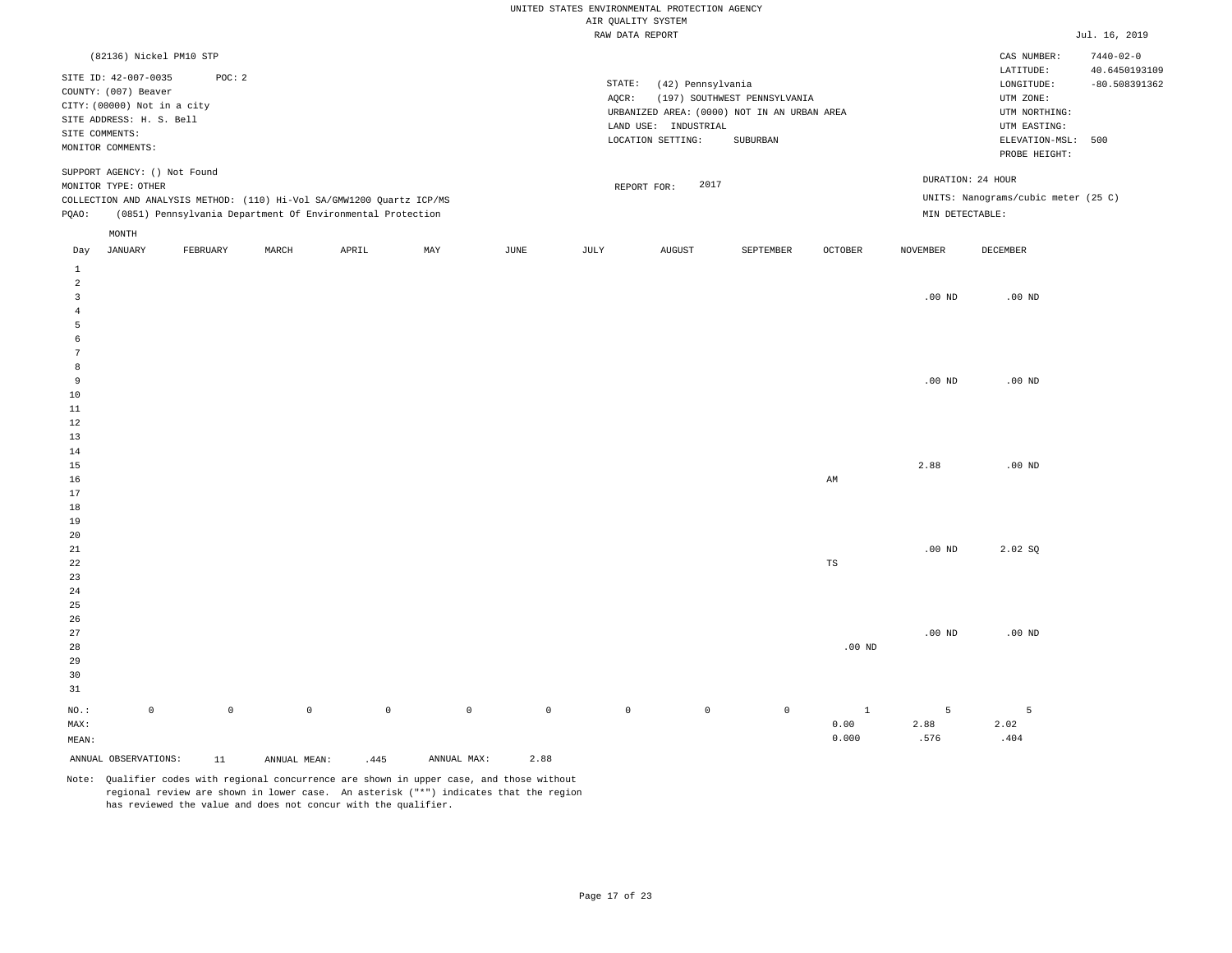UNITED STATES ENVIRONMENTAL PROTECTION AGENCY
AIR QUALITY SYSTEM
RAW DATA REPORT

Jul. 16, 2019

(82136) Nickel PM10 STP

SITE ID: 42-007-0035 POC: 2
COUNTY: (007) Beaver
CITY: (00000) Not in a city
SITE ADDRESS: H. S. Bell
SITE COMMENTS:
MONITOR COMMENTS:

STATE: (42) Pennsylvania
AQCR: (197) SOUTHWEST PENNSYLVANIA
URBANIZED AREA: (0000) NOT IN AN URBAN AREA
LAND USE: INDUSTRIAL
LOCATION SETTING: SUBURBAN

CAS NUMBER: 7440-02-0
LATITUDE: 40.6450193109
LONGITUDE: -80.508391362
UTM ZONE:
UTM NORTHING:
UTM EASTING:
ELEVATION-MSL: 500
PROBE HEIGHT:

SUPPORT AGENCY: () Not Found
MONITOR TYPE: OTHER
COLLECTION AND ANALYSIS METHOD: (110) Hi-Vol SA/GMW1200 Quartz ICP/MS
PQAO: (0851) Pennsylvania Department Of Environmental Protection

REPORT FOR: 2017

DURATION: 24 HOUR
UNITS: Nanograms/cubic meter (25 C)
MIN DETECTABLE:

| Day | JANUARY | FEBRUARY | MARCH | APRIL | MAY | JUNE | JULY | AUGUST | SEPTEMBER | OCTOBER | NOVEMBER | DECEMBER |
|---|---|---|---|---|---|---|---|---|---|---|---|---|
| 1 | | | | | | | | | | | | |
| 2 | | | | | | | | | | | | |
| 3 | | | | | | | | | | | .00 ND | .00 ND |
| 4 | | | | | | | | | | | | |
| 5 | | | | | | | | | | | | |
| 6 | | | | | | | | | | | | |
| 7 | | | | | | | | | | | | |
| 8 | | | | | | | | | | | | |
| 9 | | | | | | | | | | | .00 ND | .00 ND |
| 10 | | | | | | | | | | | | |
| 11 | | | | | | | | | | | | |
| 12 | | | | | | | | | | | | |
| 13 | | | | | | | | | | | | |
| 14 | | | | | | | | | | | | |
| 15 | | | | | | | | | | | 2.88 | .00 ND |
| 16 | | | | | | | | | | AM | | |
| 17 | | | | | | | | | | | | |
| 18 | | | | | | | | | | | | |
| 19 | | | | | | | | | | | | |
| 20 | | | | | | | | | | | | |
| 21 | | | | | | | | | | | .00 ND | 2.02 SQ |
| 22 | | | | | | | | | | TS | | |
| 23 | | | | | | | | | | | | |
| 24 | | | | | | | | | | | | |
| 25 | | | | | | | | | | | | |
| 26 | | | | | | | | | | | | |
| 27 | | | | | | | | | | | .00 ND | .00 ND |
| 28 | | | | | | | | | | .00 ND | | |
| 29 | | | | | | | | | | | | |
| 30 | | | | | | | | | | | | |
| 31 | | | | | | | | | | | | |
| NO.: | 0 | 0 | 0 | 0 | 0 | 0 | 0 | 0 | 0 | 1 | 5 | 5 |
| MAX: | | | | | | | | | | 0.00 | 2.88 | 2.02 |
| MEAN: | | | | | | | | | | 0.000 | .576 | .404 |

ANNUAL OBSERVATIONS: 11 ANNUAL MEAN: .445 ANNUAL MAX: 2.88

Note: Qualifier codes with regional concurrence are shown in upper case, and those without regional review are shown in lower case. An asterisk ("*") indicates that the region has reviewed the value and does not concur with the qualifier.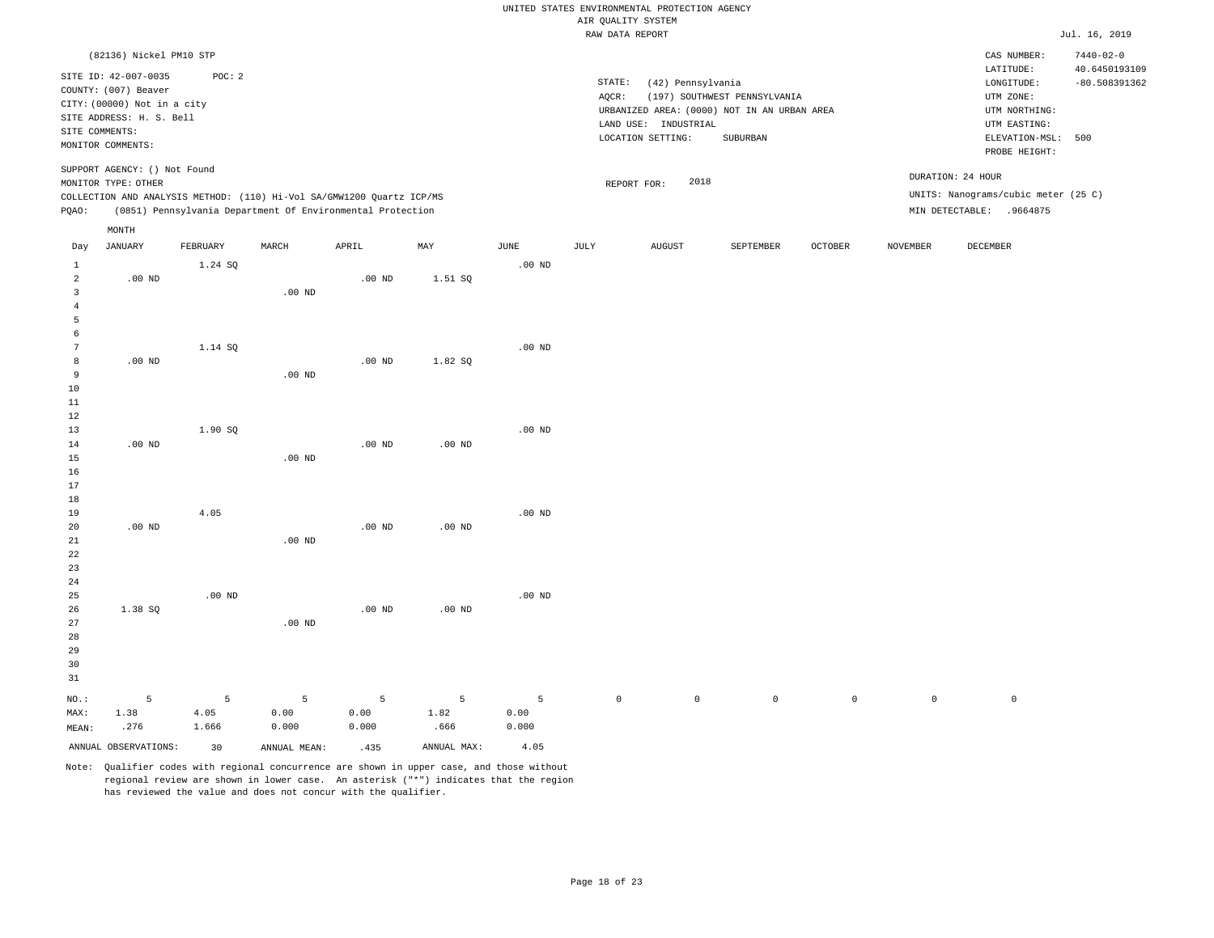UNITED STATES ENVIRONMENTAL PROTECTION AGENCY
AIR QUALITY SYSTEM
RAW DATA REPORT

Jul. 16, 2019

(82136) Nickel PM10 STP

SITE ID: 42-007-0035 POC: 2
COUNTY: (007) Beaver
CITY: (00000) Not in a city
SITE ADDRESS: H. S. Bell
SITE COMMENTS:
MONITOR COMMENTS:

STATE: (42) Pennsylvania
AQCR: (197) SOUTHWEST PENNSYLVANIA
URBANIZED AREA: (0000) NOT IN AN URBAN AREA
LAND USE: INDUSTRIAL
LOCATION SETTING: SUBURBAN

CAS NUMBER: 7440-02-0
LATITUDE: 40.6450193109
LONGITUDE: -80.508391362
UTM ZONE:
UTM NORTHING:
UTM EASTING:
ELEVATION-MSL: 500
PROBE HEIGHT:

SUPPORT AGENCY: () Not Found
MONITOR TYPE: OTHER
COLLECTION AND ANALYSIS METHOD: (110) Hi-Vol SA/GMW1200 Quartz ICP/MS
PQAO: (0851) Pennsylvania Department Of Environmental Protection

REPORT FOR: 2018

DURATION: 24 HOUR
UNITS: Nanograms/cubic meter (25 C)
MIN DETECTABLE: .9664875

| Day | JANUARY | FEBRUARY | MARCH | APRIL | MAY | JUNE | JULY | AUGUST | SEPTEMBER | OCTOBER | NOVEMBER | DECEMBER |
|---|---|---|---|---|---|---|---|---|---|---|---|---|
| 1 | | 1.24 SQ | | | | .00 ND | | | | | | |
| 2 | .00 ND | | | .00 ND | 1.51 SQ | | | | | | | |
| 3 | | | .00 ND | | | | | | | | | |
| 4 | | | | | | | | | | | | |
| 5 | | | | | | | | | | | | |
| 6 | | | | | | | | | | | | |
| 7 | | 1.14 SQ | | | | .00 ND | | | | | | |
| 8 | .00 ND | | | .00 ND | 1.82 SQ | | | | | | | |
| 9 | | | .00 ND | | | | | | | | | |
| 10 | | | | | | | | | | | | |
| 11 | | | | | | | | | | | | |
| 12 | | | | | | | | | | | | |
| 13 | | 1.90 SQ | | | | .00 ND | | | | | | |
| 14 | .00 ND | | | .00 ND | .00 ND | | | | | | | |
| 15 | | | .00 ND | | | | | | | | | |
| 16 | | | | | | | | | | | | |
| 17 | | | | | | | | | | | | |
| 18 | | | | | | | | | | | | |
| 19 | | 4.05 | | | | .00 ND | | | | | | |
| 20 | .00 ND | | | .00 ND | .00 ND | | | | | | | |
| 21 | | | .00 ND | | | | | | | | | |
| 22 | | | | | | | | | | | | |
| 23 | | | | | | | | | | | | |
| 24 | | | | | | | | | | | | |
| 25 | | .00 ND | | | | .00 ND | | | | | | |
| 26 | 1.38 SQ | | | .00 ND | .00 ND | | | | | | | |
| 27 | | | .00 ND | | | | | | | | | |
| 28 | | | | | | | | | | | | |
| 29 | | | | | | | | | | | | |
| 30 | | | | | | | | | | | | |
| 31 | | | | | | | | | | | | |
| NO.: | 5 | 5 | 5 | 5 | 5 | 5 | 0 | 0 | 0 | 0 | 0 | 0 |
| MAX: | 1.38 | 4.05 | 0.00 | 0.00 | 1.82 | 0.00 | | | | | | |
| MEAN: | .276 | 1.666 | 0.000 | 0.000 | .666 | 0.000 | | | | | | |

ANNUAL OBSERVATIONS: 30 ANNUAL MEAN: .435 ANNUAL MAX: 4.05

Note: Qualifier codes with regional concurrence are shown in upper case, and those without regional review are shown in lower case. An asterisk ("*") indicates that the region has reviewed the value and does not concur with the qualifier.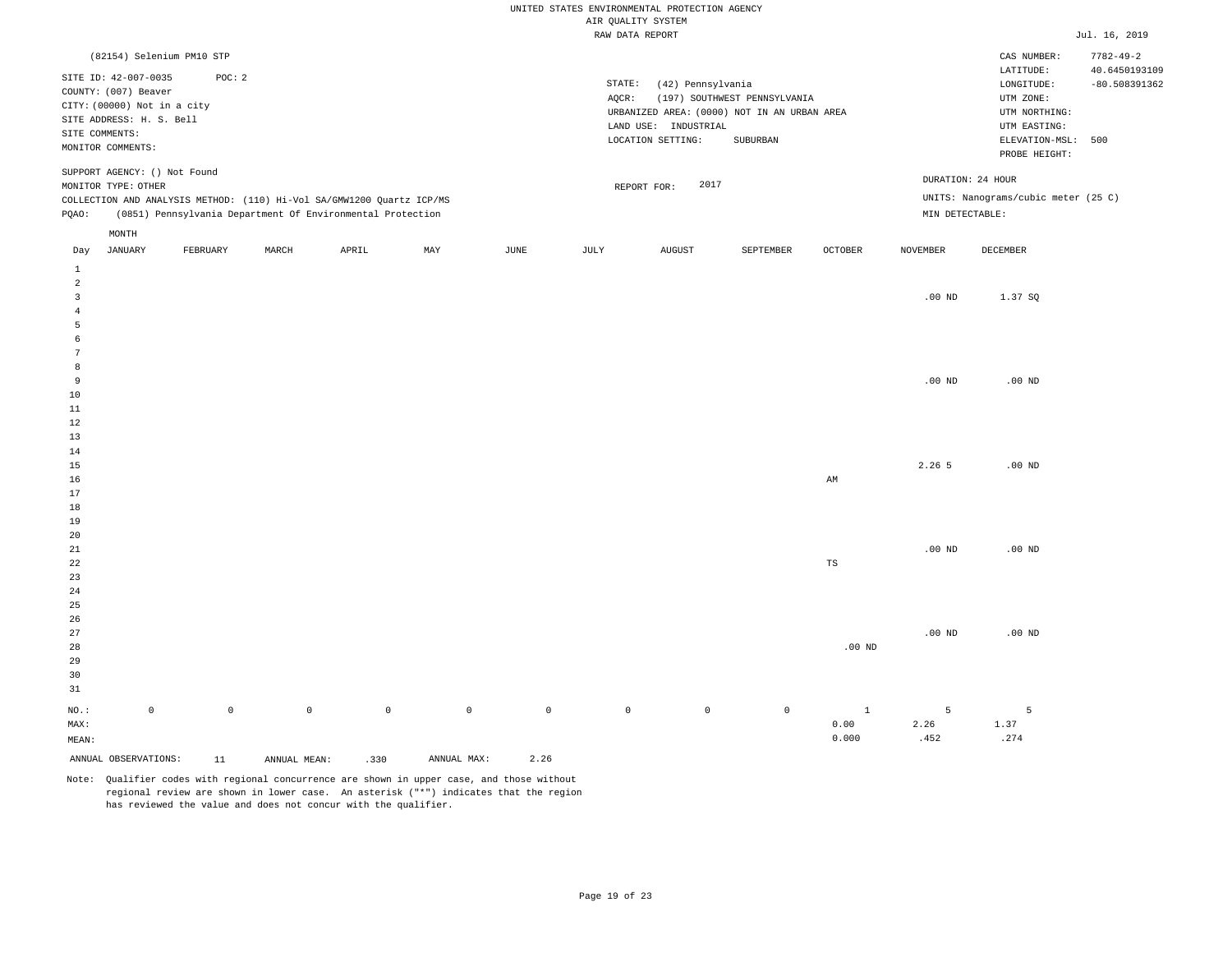UNITED STATES ENVIRONMENTAL PROTECTION AGENCY
AIR QUALITY SYSTEM
RAW DATA REPORT

Jul. 16, 2019

(82154) Selenium PM10 STP

SITE ID: 42-007-0035 POC: 2
COUNTY: (007) Beaver
CITY: (00000) Not in a city
SITE ADDRESS: H. S. Bell
SITE COMMENTS:
MONITOR COMMENTS:

STATE: (42) Pennsylvania
AQCR: (197) SOUTHWEST PENNSYLVANIA
URBANIZED AREA: (0000) NOT IN AN URBAN AREA
LAND USE: INDUSTRIAL
LOCATION SETTING: SUBURBAN

CAS NUMBER: 7782-49-2
LATITUDE: 40.6450193109
LONGITUDE: -80.508391362
UTM ZONE:
UTM NORTHING:
UTM EASTING:
ELEVATION-MSL: 500
PROBE HEIGHT:

SUPPORT AGENCY: () Not Found
MONITOR TYPE: OTHER
COLLECTION AND ANALYSIS METHOD: (110) Hi-Vol SA/GMW1200 Quartz ICP/MS
PQAO: (0851) Pennsylvania Department Of Environmental Protection

REPORT FOR: 2017

DURATION: 24 HOUR
UNITS: Nanograms/cubic meter (25 C)
MIN DETECTABLE:

| Day | JANUARY | FEBRUARY | MARCH | APRIL | MAY | JUNE | JULY | AUGUST | SEPTEMBER | OCTOBER | NOVEMBER | DECEMBER |
|---|---|---|---|---|---|---|---|---|---|---|---|---|
| 1 | | | | | | | | | | | | |
| 2 | | | | | | | | | | | | |
| 3 | | | | | | | | | | | .00 ND | 1.37 SQ |
| 4 | | | | | | | | | | | | |
| 5 | | | | | | | | | | | | |
| 6 | | | | | | | | | | | | |
| 7 | | | | | | | | | | | | |
| 8 | | | | | | | | | | | | |
| 9 | | | | | | | | | | | .00 ND | .00 ND |
| 10 | | | | | | | | | | | | |
| 11 | | | | | | | | | | | | |
| 12 | | | | | | | | | | | | |
| 13 | | | | | | | | | | | | |
| 14 | | | | | | | | | | | | |
| 15 | | | | | | | | | | | 2.26 5 | .00 ND |
| 16 | | | | | | | | | | AM | | |
| 17 | | | | | | | | | | | | |
| 18 | | | | | | | | | | | | |
| 19 | | | | | | | | | | | | |
| 20 | | | | | | | | | | | | |
| 21 | | | | | | | | | | | .00 ND | .00 ND |
| 22 | | | | | | | | | | TS | | |
| 23 | | | | | | | | | | | | |
| 24 | | | | | | | | | | | | |
| 25 | | | | | | | | | | | | |
| 26 | | | | | | | | | | | | |
| 27 | | | | | | | | | | | .00 ND | .00 ND |
| 28 | | | | | | | | | | .00 ND | | |
| 29 | | | | | | | | | | | | |
| 30 | | | | | | | | | | | | |
| 31 | | | | | | | | | | | | |
| NO.: | 0 | 0 | 0 | 0 | 0 | 0 | 0 | 0 | 0 | 1 | 5 | 5 |
| MAX: | | | | | | | | | | 0.00 | 2.26 | 1.37 |
| MEAN: | | | | | | | | | | 0.000 | .452 | .274 |

ANNUAL OBSERVATIONS: 11 ANNUAL MEAN: .330 ANNUAL MAX: 2.26

Note: Qualifier codes with regional concurrence are shown in upper case, and those without regional review are shown in lower case. An asterisk ("*") indicates that the region has reviewed the value and does not concur with the qualifier.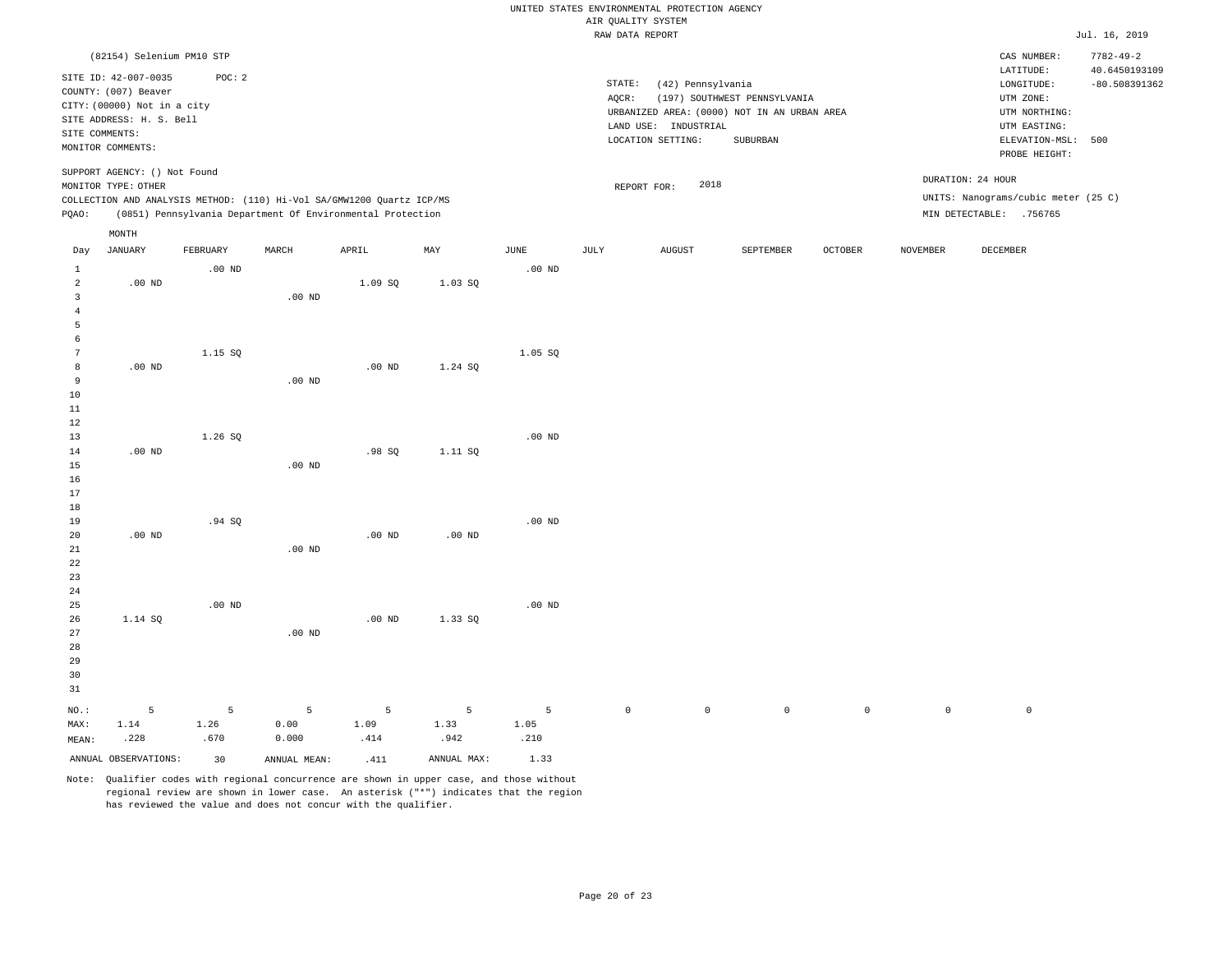UNITED STATES ENVIRONMENTAL PROTECTION AGENCY
AIR QUALITY SYSTEM
RAW DATA REPORT

Jul. 16, 2019

(82154) Selenium PM10 STP

SITE ID: 42-007-0035 POC: 2
COUNTY: (007) Beaver
CITY: (00000) Not in a city
SITE ADDRESS: H. S. Bell
SITE COMMENTS:
MONITOR COMMENTS:

STATE: (42) Pennsylvania
AQCR: (197) SOUTHWEST PENNSYLVANIA
URBANIZED AREA: (0000) NOT IN AN URBAN AREA
LAND USE: INDUSTRIAL
LOCATION SETTING: SUBURBAN

CAS NUMBER: 7782-49-2
LATITUDE: 40.6450193109
LONGITUDE: -80.508391362
UTM ZONE:
UTM NORTHING:
UTM EASTING:
ELEVATION-MSL: 500
PROBE HEIGHT:

SUPPORT AGENCY: () Not Found
MONITOR TYPE: OTHER
COLLECTION AND ANALYSIS METHOD: (110) Hi-Vol SA/GMW1200 Quartz ICP/MS
PQAO: (0851) Pennsylvania Department Of Environmental Protection

REPORT FOR: 2018

DURATION: 24 HOUR
UNITS: Nanograms/cubic meter (25 C)
MIN DETECTABLE: .756765

| Day | JANUARY | FEBRUARY | MARCH | APRIL | MAY | JUNE | JULY | AUGUST | SEPTEMBER | OCTOBER | NOVEMBER | DECEMBER |
|---|---|---|---|---|---|---|---|---|---|---|---|---|
| 1 | | .00 ND | | | | .00 ND | | | | | | |
| 2 | .00 ND | | | 1.09 SQ | 1.03 SQ | | | | | | | |
| 3 | | | .00 ND | | | | | | | | | |
| 4 | | | | | | | | | | | | |
| 5 | | | | | | | | | | | | |
| 6 | | | | | | | | | | | | |
| 7 | | 1.15 SQ | | | | 1.05 SQ | | | | | | |
| 8 | .00 ND | | | .00 ND | 1.24 SQ | | | | | | | |
| 9 | | | .00 ND | | | | | | | | | |
| 10 | | | | | | | | | | | | |
| 11 | | | | | | | | | | | | |
| 12 | | | | | | | | | | | | |
| 13 | | 1.26 SQ | | | | .00 ND | | | | | | |
| 14 | .00 ND | | | .98 SQ | 1.11 SQ | | | | | | | |
| 15 | | | .00 ND | | | | | | | | | |
| 16 | | | | | | | | | | | | |
| 17 | | | | | | | | | | | | |
| 18 | | | | | | | | | | | | |
| 19 | | .94 SQ | | | | .00 ND | | | | | | |
| 20 | .00 ND | | | .00 ND | .00 ND | | | | | | | |
| 21 | | | .00 ND | | | | | | | | | |
| 22 | | | | | | | | | | | | |
| 23 | | | | | | | | | | | | |
| 24 | | | | | | | | | | | | |
| 25 | | .00 ND | | | | .00 ND | | | | | | |
| 26 | 1.14 SQ | | | .00 ND | 1.33 SQ | | | | | | | |
| 27 | | | .00 ND | | | | | | | | | |
| 28 | | | | | | | | | | | | |
| 29 | | | | | | | | | | | | |
| 30 | | | | | | | | | | | | |
| 31 | | | | | | | | | | | | |
| NO.: | 5 | 5 | 5 | 5 | 5 | 5 | 0 | 0 | 0 | 0 | 0 | 0 |
| MAX: | 1.14 | 1.26 | 0.00 | 1.09 | 1.33 | 1.05 | | | | | | |
| MEAN: | .228 | .670 | 0.000 | .414 | .942 | .210 | | | | | | |

ANNUAL OBSERVATIONS: 30 ANNUAL MEAN: .411 ANNUAL MAX: 1.33

Note: Qualifier codes with regional concurrence are shown in upper case, and those without regional review are shown in lower case. An asterisk ("*") indicates that the region has reviewed the value and does not concur with the qualifier.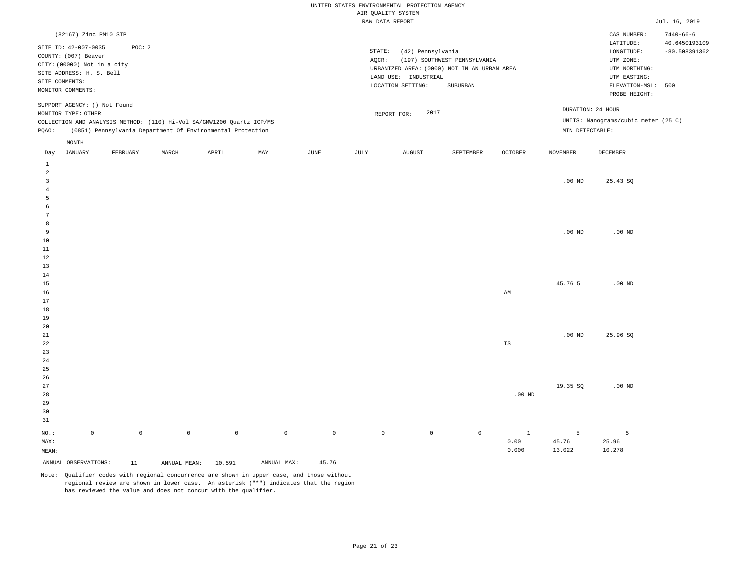UNITED STATES ENVIRONMENTAL PROTECTION AGENCY
AIR QUALITY SYSTEM
RAW DATA REPORT

Jul. 16, 2019

(82167) Zinc PM10 STP

SITE ID: 42-007-0035 POC: 2
COUNTY: (007) Beaver
CITY: (00000) Not in a city
SITE ADDRESS: H. S. Bell
SITE COMMENTS:
MONITOR COMMENTS:

STATE: (42) Pennsylvania
AQCR: (197) SOUTHWEST PENNSYLVANIA
URBANIZED AREA: (0000) NOT IN AN URBAN AREA
LAND USE: INDUSTRIAL
LOCATION SETTING: SUBURBAN

CAS NUMBER: 7440-66-6
LATITUDE: 40.6450193109
LONGITUDE: -80.508391362
UTM ZONE:
UTM NORTHING:
UTM EASTING:
ELEVATION-MSL: 500
PROBE HEIGHT:

SUPPORT AGENCY: () Not Found
MONITOR TYPE: OTHER
COLLECTION AND ANALYSIS METHOD: (110) Hi-Vol SA/GMW1200 Quartz ICP/MS
PQAO: (0851) Pennsylvania Department Of Environmental Protection

REPORT FOR: 2017

DURATION: 24 HOUR
UNITS: Nanograms/cubic meter (25 C)
MIN DETECTABLE:

| Day | JANUARY | FEBRUARY | MARCH | APRIL | MAY | JUNE | JULY | AUGUST | SEPTEMBER | OCTOBER | NOVEMBER | DECEMBER |
|---|---|---|---|---|---|---|---|---|---|---|---|---|
| 1 | | | | | | | | | | | | |
| 2 | | | | | | | | | | | | |
| 3 | | | | | | | | | | | .00 ND | 25.43 SQ |
| 4 | | | | | | | | | | | | |
| 5 | | | | | | | | | | | | |
| 6 | | | | | | | | | | | | |
| 7 | | | | | | | | | | | | |
| 8 | | | | | | | | | | | | |
| 9 | | | | | | | | | | | .00 ND | .00 ND |
| 10 | | | | | | | | | | | | |
| 11 | | | | | | | | | | | | |
| 12 | | | | | | | | | | | | |
| 13 | | | | | | | | | | | | |
| 14 | | | | | | | | | | | | |
| 15 | | | | | | | | | | | 45.76 5 | .00 ND |
| 16 | | | | | | | | | | AM | | |
| 17 | | | | | | | | | | | | |
| 18 | | | | | | | | | | | | |
| 19 | | | | | | | | | | | | |
| 20 | | | | | | | | | | | | |
| 21 | | | | | | | | | | | .00 ND | 25.96 SQ |
| 22 | | | | | | | | | | TS | | |
| 23 | | | | | | | | | | | | |
| 24 | | | | | | | | | | | | |
| 25 | | | | | | | | | | | | |
| 26 | | | | | | | | | | | | |
| 27 | | | | | | | | | | | 19.35 SQ | .00 ND |
| 28 | | | | | | | | | | .00 ND | | |
| 29 | | | | | | | | | | | | |
| 30 | | | | | | | | | | | | |
| 31 | | | | | | | | | | | | |
| NO.: | 0 | 0 | 0 | 0 | 0 | 0 | 0 | 0 | 0 | 1 | 5 | 5 |
| MAX: | | | | | | | | | | 0.00 | 45.76 | 25.96 |
| MEAN: | | | | | | | | | | 0.000 | 13.022 | 10.278 |

ANNUAL OBSERVATIONS: 11 ANNUAL MEAN: 10.591 ANNUAL MAX: 45.76

Note: Qualifier codes with regional concurrence are shown in upper case, and those without regional review are shown in lower case. An asterisk ("*") indicates that the region has reviewed the value and does not concur with the qualifier.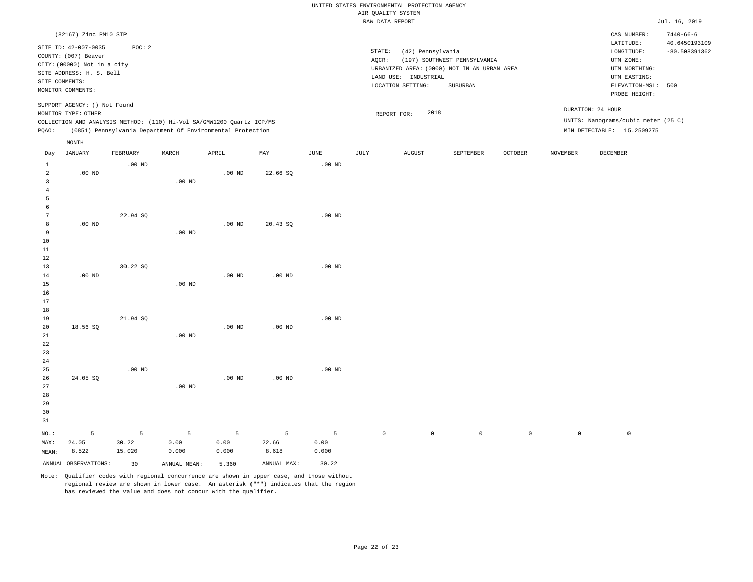UNITED STATES ENVIRONMENTAL PROTECTION AGENCY
AIR QUALITY SYSTEM
RAW DATA REPORT

Jul. 16, 2019

(82167) Zinc PM10 STP

SITE ID: 42-007-0035 POC: 2
COUNTY: (007) Beaver
CITY: (00000) Not in a city
SITE ADDRESS: H. S. Bell
SITE COMMENTS:
MONITOR COMMENTS:

STATE: (42) Pennsylvania
AQCR: (197) SOUTHWEST PENNSYLVANIA
URBANIZED AREA: (0000) NOT IN AN URBAN AREA
LAND USE: INDUSTRIAL
LOCATION SETTING: SUBURBAN

CAS NUMBER: 7440-66-6
LATITUDE: 40.6450193109
LONGITUDE: -80.508391362
UTM ZONE:
UTM NORTHING:
UTM EASTING:
ELEVATION-MSL: 500
PROBE HEIGHT:

SUPPORT AGENCY: () Not Found
MONITOR TYPE: OTHER
COLLECTION AND ANALYSIS METHOD: (110) Hi-Vol SA/GMW1200 Quartz ICP/MS
PQAO: (0851) Pennsylvania Department Of Environmental Protection

REPORT FOR: 2018

DURATION: 24 HOUR
UNITS: Nanograms/cubic meter (25 C)
MIN DETECTABLE: 15.2509275

| Day | JANUARY | FEBRUARY | MARCH | APRIL | MAY | JUNE | JULY | AUGUST | SEPTEMBER | OCTOBER | NOVEMBER | DECEMBER |
|---|---|---|---|---|---|---|---|---|---|---|---|---|
| 1 | | .00 ND | | | | .00 ND | | | | | | |
| 2 | .00 ND | | | .00 ND | 22.66 SQ | | | | | | | |
| 3 | | | .00 ND | | | | | | | | | |
| 4 | | | | | | | | | | | | |
| 5 | | | | | | | | | | | | |
| 6 | | | | | | | | | | | | |
| 7 | | 22.94 SQ | | | | .00 ND | | | | | | |
| 8 | .00 ND | | | .00 ND | 20.43 SQ | | | | | | | |
| 9 | | | .00 ND | | | | | | | | | |
| 10 | | | | | | | | | | | | |
| 11 | | | | | | | | | | | | |
| 12 | | | | | | | | | | | | |
| 13 | | 30.22 SQ | | | | .00 ND | | | | | | |
| 14 | .00 ND | | | .00 ND | .00 ND | | | | | | | |
| 15 | | | .00 ND | | | | | | | | | |
| 16 | | | | | | | | | | | | |
| 17 | | | | | | | | | | | | |
| 18 | | | | | | | | | | | | |
| 19 | | 21.94 SQ | | | | .00 ND | | | | | | |
| 20 | 18.56 SQ | | | .00 ND | .00 ND | | | | | | | |
| 21 | | | .00 ND | | | | | | | | | |
| 22 | | | | | | | | | | | | |
| 23 | | | | | | | | | | | | |
| 24 | | | | | | | | | | | | |
| 25 | | .00 ND | | | | .00 ND | | | | | | |
| 26 | 24.05 SQ | | | .00 ND | .00 ND | | | | | | | |
| 27 | | | .00 ND | | | | | | | | | |
| 28 | | | | | | | | | | | | |
| 29 | | | | | | | | | | | | |
| 30 | | | | | | | | | | | | |
| 31 | | | | | | | | | | | | |
| NO.: | 5 | 5 | 5 | 5 | 5 | 5 | 0 | 0 | 0 | 0 | 0 | 0 |
| MAX: | 24.05 | 30.22 | 0.00 | 0.00 | 22.66 | 0.00 | | | | | | |
| MEAN: | 8.522 | 15.020 | 0.000 | 0.000 | 8.618 | 0.000 | | | | | | |

ANNUAL OBSERVATIONS: 30 ANNUAL MEAN: 5.360 ANNUAL MAX: 30.22

Note: Qualifier codes with regional concurrence are shown in upper case, and those without regional review are shown in lower case. An asterisk ("*") indicates that the region has reviewed the value and does not concur with the qualifier.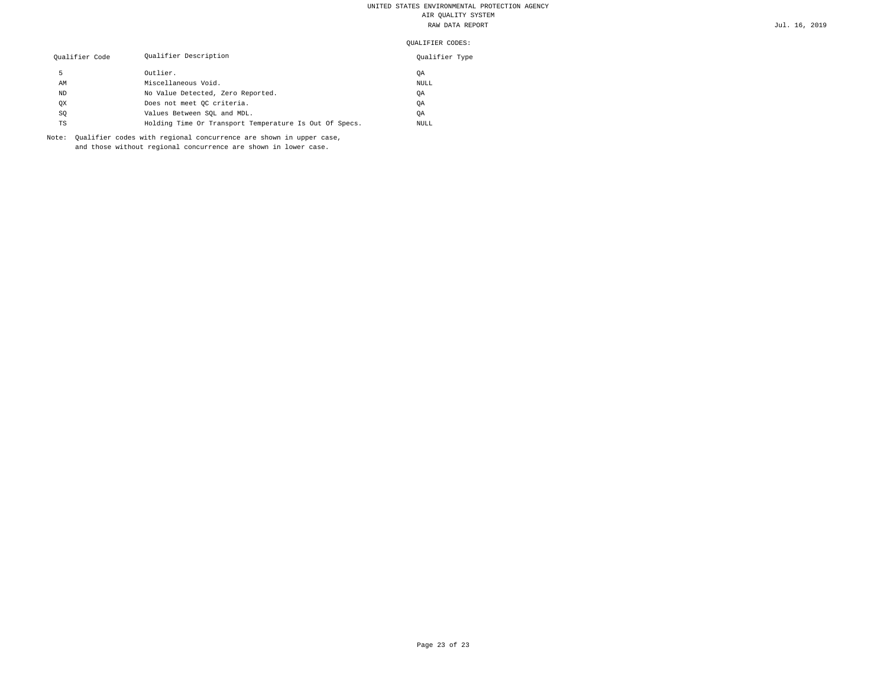QUALIFIER CODES:

| Qualifier Code | Qualifier Description | Qualifier Type |
| --- | --- | --- |
| 5 | Outlier. | QA |
| AM | Miscellaneous Void. | NULL |
| ND | No Value Detected, Zero Reported. | QA |
| QX | Does not meet QC criteria. | QA |
| SQ | Values Between SQL and MDL. | QA |
| TS | Holding Time Or Transport Temperature Is Out Of Specs. | NULL |

Note: Qualifier codes with regional concurrence are shown in upper case, and those without regional concurrence are shown in lower case.